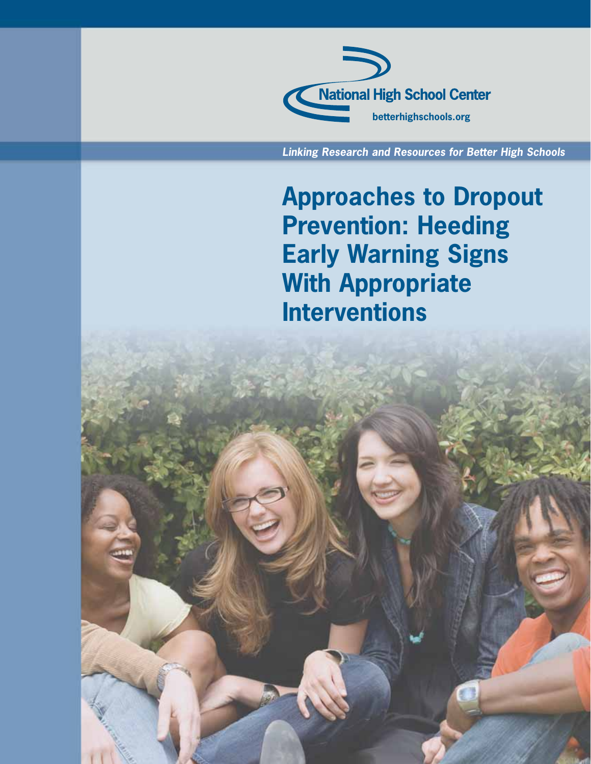National High School Center

betterhighschools.org

*Linking Research and Resources for Better High Schools*

# Approaches to Dropout Prevention: Heeding Early Warning Signs With Appropriate Interventions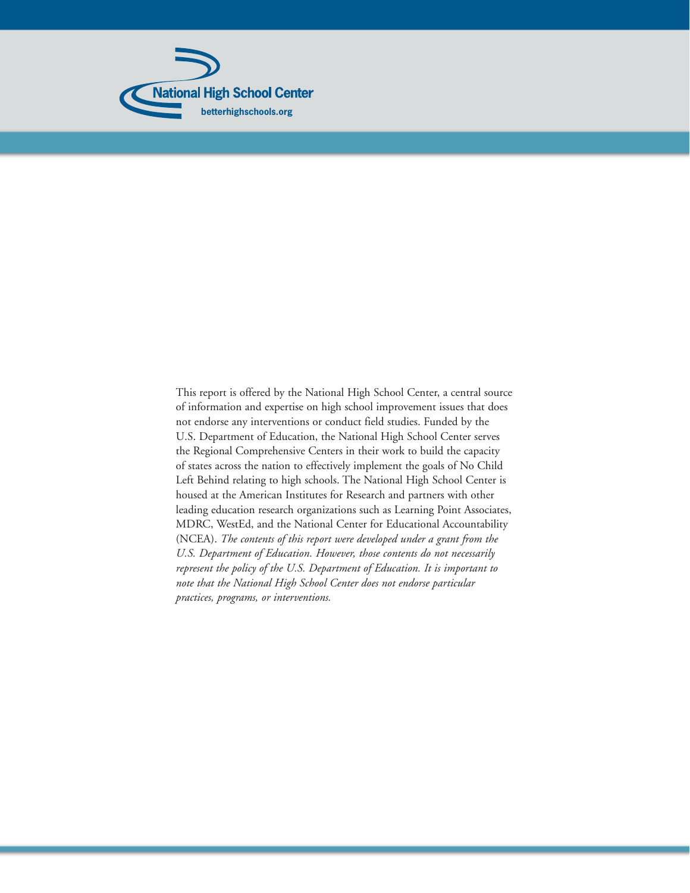National High School Center

betterhighschools.org

This report is offered by the National High School Center, a central source of information and expertise on high school improvement issues that does not endorse any interventions or conduct field studies. Funded by the U.S. Department of Education, the National High School Center serves the Regional Comprehensive Centers in their work to build the capacity of states across the nation to effectively implement the goals of No Child Left Behind relating to high schools. The National High School Center is housed at the American Institutes for Research and partners with other leading education research organizations such as Learning Point Associates, MDRC, WestEd, and the National Center for Educational Accountability (NCEA). *The contents of this report were developed under a grant from the U.S. Department of Education. However, those contents do not necessarily represent the policy of the U.S. Department of Education. It is important to note that the National High School Center does not endorse particular practices, programs, or interventions.*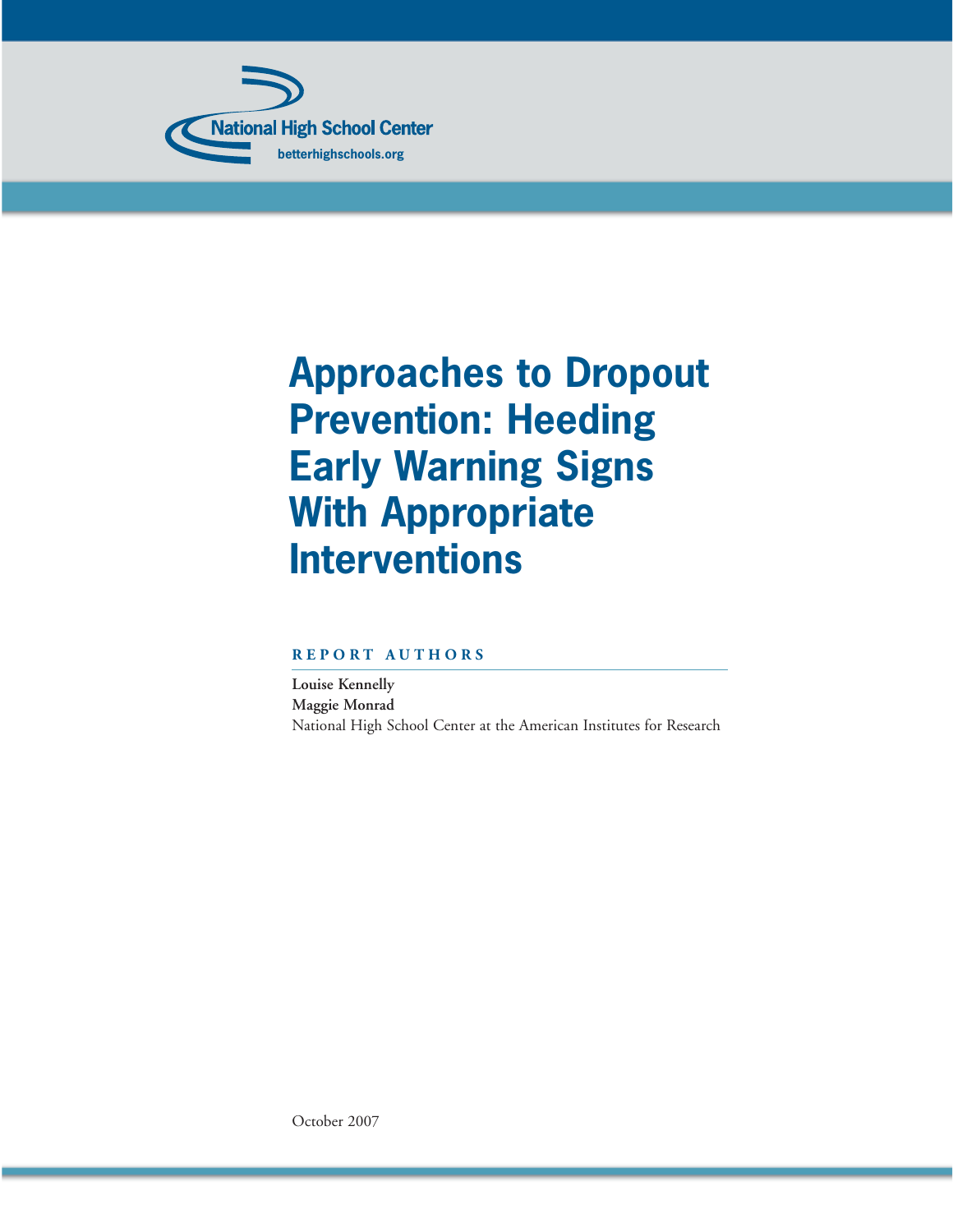National High School Center
betterhighschools.org

# Approaches to Dropout Prevention: Heeding Early Warning Signs With Appropriate Interventions

**REPORT AUTHORS**

**Louise Kennelly**
**Maggie Monrad**
National High School Center at the American Institutes for Research

October 2007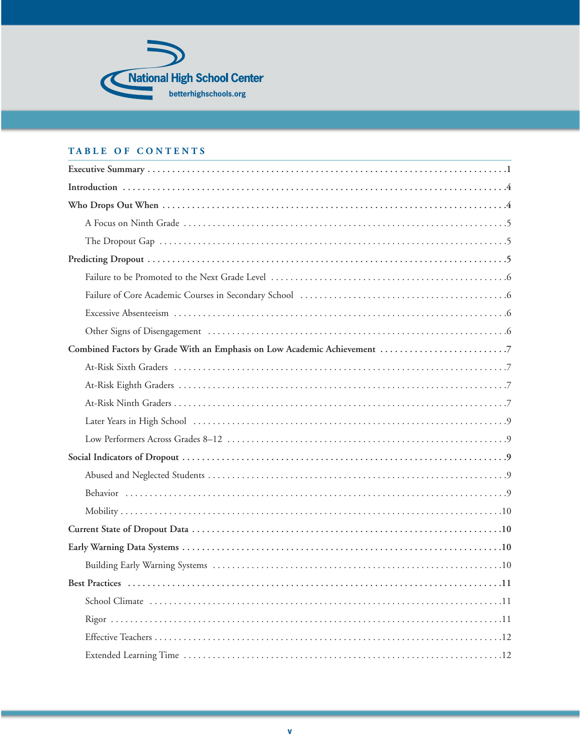National High School Center
betterhighschools.org

## TABLE OF CONTENTS

**Executive Summary** . . . . . . . . . . 1

**Introduction** . . . . . . . . . . 4

**Who Drops Out When** . . . . . . . . . . 4

- A Focus on Ninth Grade . . . . . . . . . . 5
- The Dropout Gap . . . . . . . . . . 5

**Predicting Dropout** . . . . . . . . . . 5

- Failure to be Promoted to the Next Grade Level . . . . . . . . . . 6
- Failure of Core Academic Courses in Secondary School . . . . . . . . . . 6
- Excessive Absenteeism . . . . . . . . . . 6
- Other Signs of Disengagement . . . . . . . . . . 6

**Combined Factors by Grade With an Emphasis on Low Academic Achievement** . . . . . . . . . . 7

- At-Risk Sixth Graders . . . . . . . . . . 7
- At-Risk Eighth Graders . . . . . . . . . . 7
- At-Risk Ninth Graders . . . . . . . . . . 7
- Later Years in High School . . . . . . . . . . 9
- Low Performers Across Grades 8–12 . . . . . . . . . . 9

**Social Indicators of Dropout** . . . . . . . . . . 9

- Abused and Neglected Students . . . . . . . . . . 9
- Behavior . . . . . . . . . . 9
- Mobility . . . . . . . . . . 10

**Current State of Dropout Data** . . . . . . . . . . 10

**Early Warning Data Systems** . . . . . . . . . . 10

- Building Early Warning Systems . . . . . . . . . . 10

**Best Practices** . . . . . . . . . . 11

- School Climate . . . . . . . . . . 11
- Rigor . . . . . . . . . . 11
- Effective Teachers . . . . . . . . . . 12
- Extended Learning Time . . . . . . . . . . 12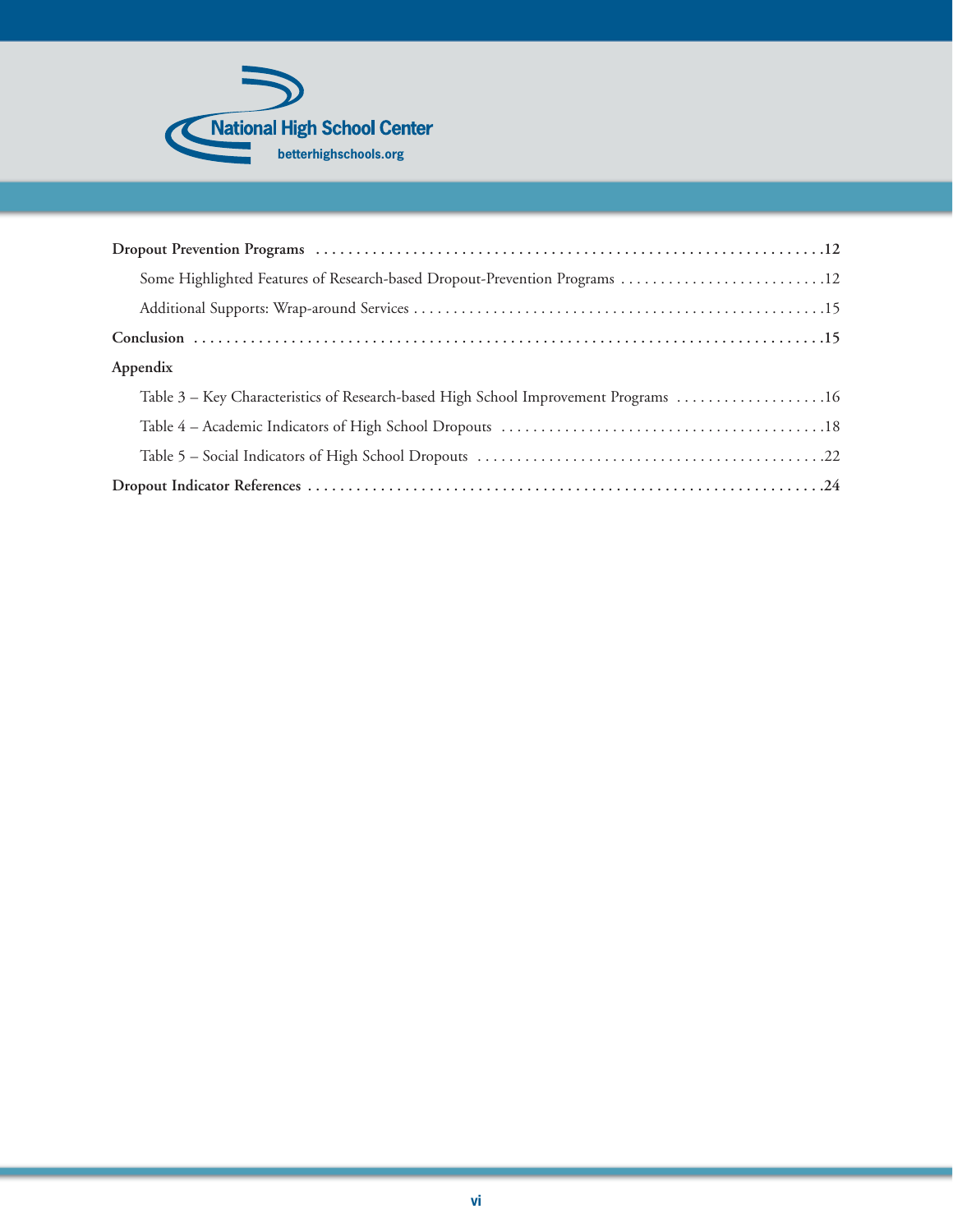**Dropout Prevention Programs** .................................................................12

Some Highlighted Features of Research-based Dropout-Prevention Programs ..........................12

Additional Supports: Wrap-around Services ..................................................15

**Conclusion** ..........................................................................15

**Appendix**

Table 3 – Key Characteristics of Research-based High School Improvement Programs ..................16

Table 4 – Academic Indicators of High School Dropouts ........................................18

Table 5 – Social Indicators of High School Dropouts ...........................................22

**Dropout Indicator References** ..................................................................24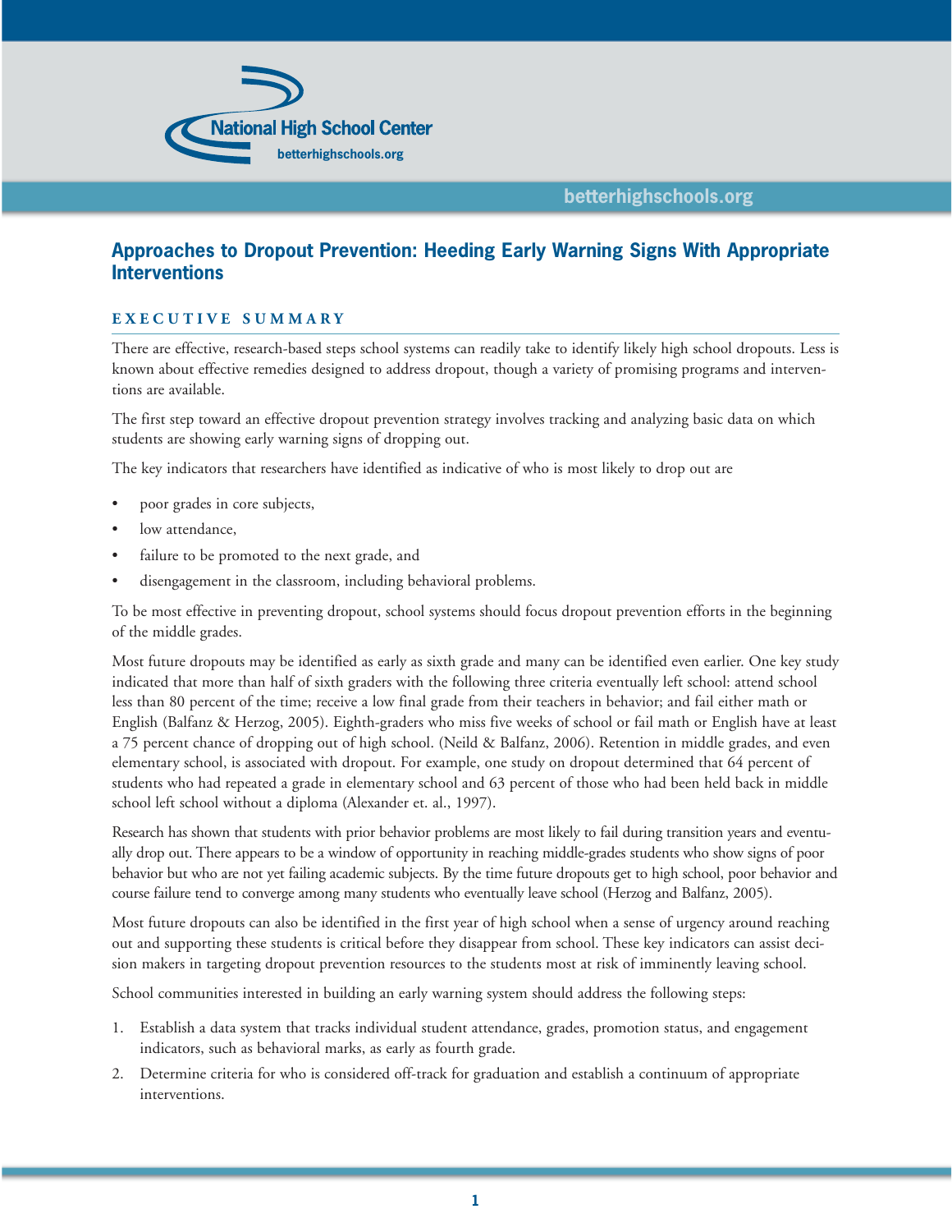## Approaches to Dropout Prevention: Heeding Early Warning Signs With Appropriate Interventions

### EXECUTIVE SUMMARY

There are effective, research-based steps school systems can readily take to identify likely high school dropouts. Less is known about effective remedies designed to address dropout, though a variety of promising programs and interventions are available.

The first step toward an effective dropout prevention strategy involves tracking and analyzing basic data on which students are showing early warning signs of dropping out.

The key indicators that researchers have identified as indicative of who is most likely to drop out are

- poor grades in core subjects,
- low attendance,
- failure to be promoted to the next grade, and
- disengagement in the classroom, including behavioral problems.

To be most effective in preventing dropout, school systems should focus dropout prevention efforts in the beginning of the middle grades.

Most future dropouts may be identified as early as sixth grade and many can be identified even earlier. One key study indicated that more than half of sixth graders with the following three criteria eventually left school: attend school less than 80 percent of the time; receive a low final grade from their teachers in behavior; and fail either math or English (Balfanz & Herzog, 2005). Eighth-graders who miss five weeks of school or fail math or English have at least a 75 percent chance of dropping out of high school. (Neild & Balfanz, 2006). Retention in middle grades, and even elementary school, is associated with dropout. For example, one study on dropout determined that 64 percent of students who had repeated a grade in elementary school and 63 percent of those who had been held back in middle school left school without a diploma (Alexander et. al., 1997).

Research has shown that students with prior behavior problems are most likely to fail during transition years and eventually drop out. There appears to be a window of opportunity in reaching middle-grades students who show signs of poor behavior but who are not yet failing academic subjects. By the time future dropouts get to high school, poor behavior and course failure tend to converge among many students who eventually leave school (Herzog and Balfanz, 2005).

Most future dropouts can also be identified in the first year of high school when a sense of urgency around reaching out and supporting these students is critical before they disappear from school. These key indicators can assist decision makers in targeting dropout prevention resources to the students most at risk of imminently leaving school.

School communities interested in building an early warning system should address the following steps:

1. Establish a data system that tracks individual student attendance, grades, promotion status, and engagement indicators, such as behavioral marks, as early as fourth grade.
2. Determine criteria for who is considered off-track for graduation and establish a continuum of appropriate interventions.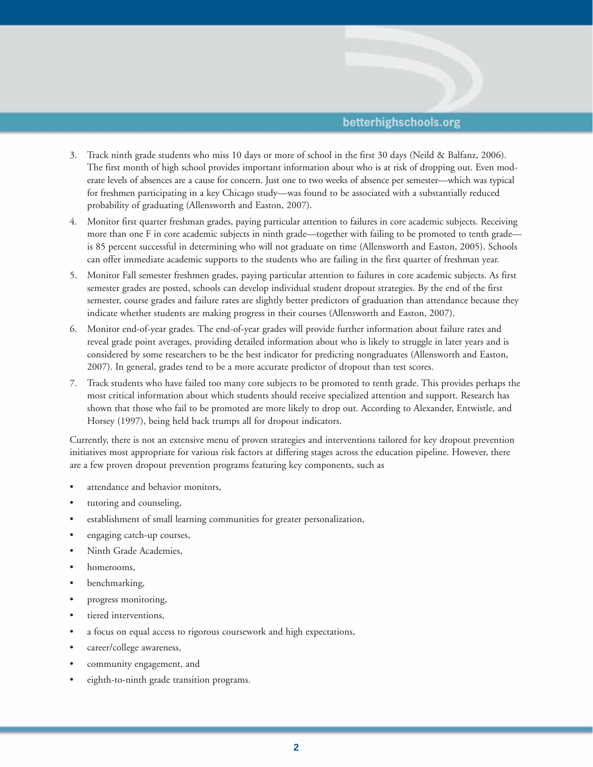3. Track ninth grade students who miss 10 days or more of school in the first 30 days (Neild & Balfanz, 2006). The first month of high school provides important information about who is at risk of dropping out. Even moderate levels of absences are a cause for concern. Just one to two weeks of absence per semester—which was typical for freshmen participating in a key Chicago study—was found to be associated with a substantially reduced probability of graduating (Allensworth and Easton, 2007).
4. Monitor first quarter freshman grades, paying particular attention to failures in core academic subjects. Receiving more than one F in core academic subjects in ninth grade—together with failing to be promoted to tenth grade—is 85 percent successful in determining who will not graduate on time (Allensworth and Easton, 2005). Schools can offer immediate academic supports to the students who are failing in the first quarter of freshman year.
5. Monitor Fall semester freshmen grades, paying particular attention to failures in core academic subjects. As first semester grades are posted, schools can develop individual student dropout strategies. By the end of the first semester, course grades and failure rates are slightly better predictors of graduation than attendance because they indicate whether students are making progress in their courses (Allensworth and Easton, 2007).
6. Monitor end-of-year grades. The end-of-year grades will provide further information about failure rates and reveal grade point averages, providing detailed information about who is likely to struggle in later years and is considered by some researchers to be the best indicator for predicting nongraduates (Allensworth and Easton, 2007). In general, grades tend to be a more accurate predictor of dropout than test scores.
7. Track students who have failed too many core subjects to be promoted to tenth grade. This provides perhaps the most critical information about which students should receive specialized attention and support. Research has shown that those who fail to be promoted are more likely to drop out. According to Alexander, Entwistle, and Horsey (1997), being held back trumps all for dropout indicators.

Currently, there is not an extensive menu of proven strategies and interventions tailored for key dropout prevention initiatives most appropriate for various risk factors at differing stages across the education pipeline. However, there are a few proven dropout prevention programs featuring key components, such as

- attendance and behavior monitors,
- tutoring and counseling,
- establishment of small learning communities for greater personalization,
- engaging catch-up courses,
- Ninth Grade Academies,
- homerooms,
- benchmarking,
- progress monitoring,
- tiered interventions,
- a focus on equal access to rigorous coursework and high expectations,
- career/college awareness,
- community engagement, and
- eighth-to-ninth grade transition programs.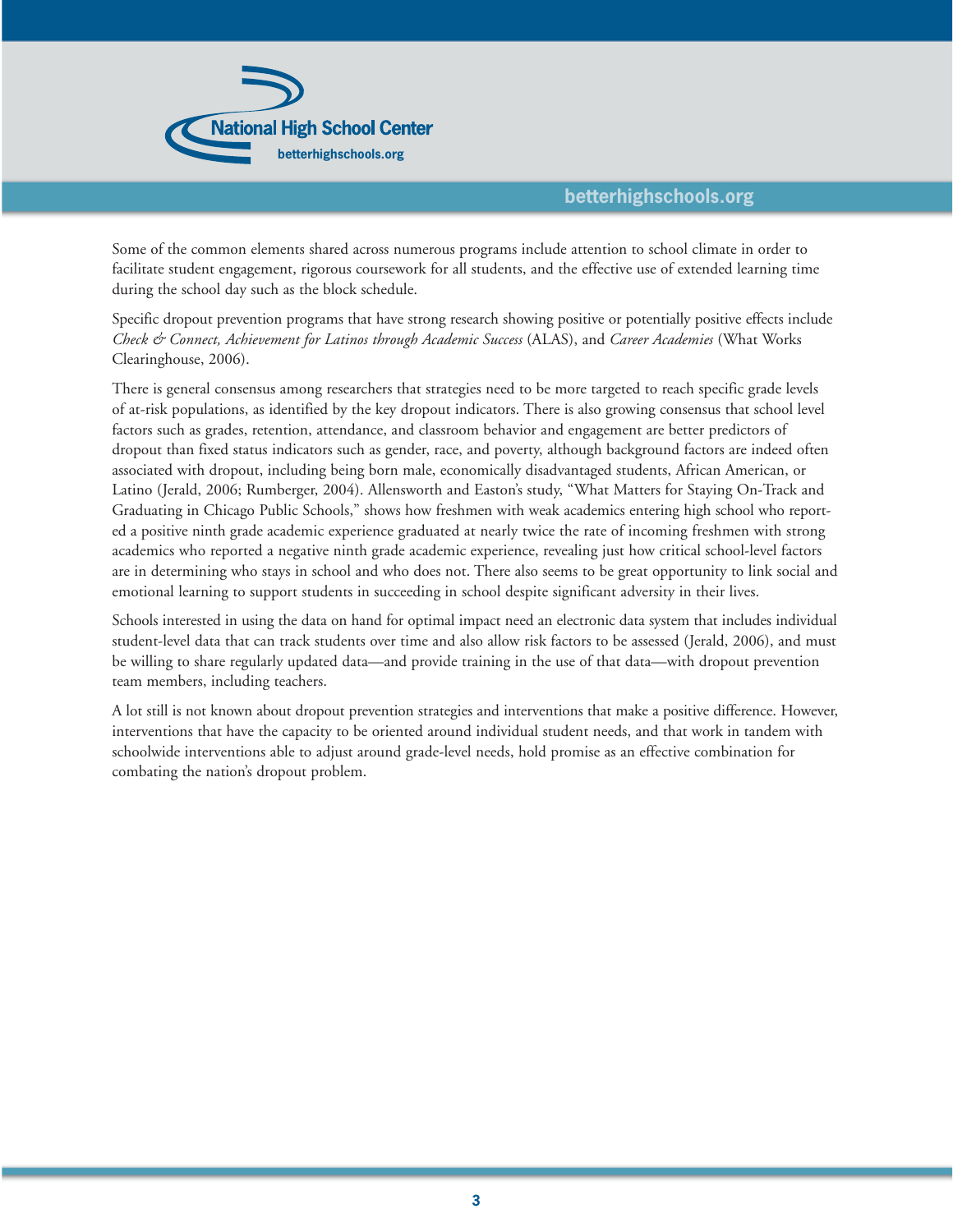Some of the common elements shared across numerous programs include attention to school climate in order to facilitate student engagement, rigorous coursework for all students, and the effective use of extended learning time during the school day such as the block schedule.

Specific dropout prevention programs that have strong research showing positive or potentially positive effects include *Check & Connect, Achievement for Latinos through Academic Success* (ALAS), and *Career Academies* (What Works Clearinghouse, 2006).

There is general consensus among researchers that strategies need to be more targeted to reach specific grade levels of at-risk populations, as identified by the key dropout indicators. There is also growing consensus that school level factors such as grades, retention, attendance, and classroom behavior and engagement are better predictors of dropout than fixed status indicators such as gender, race, and poverty, although background factors are indeed often associated with dropout, including being born male, economically disadvantaged students, African American, or Latino (Jerald, 2006; Rumberger, 2004). Allensworth and Easton's study, "What Matters for Staying On-Track and Graduating in Chicago Public Schools," shows how freshmen with weak academics entering high school who reported a positive ninth grade academic experience graduated at nearly twice the rate of incoming freshmen with strong academics who reported a negative ninth grade academic experience, revealing just how critical school-level factors are in determining who stays in school and who does not. There also seems to be great opportunity to link social and emotional learning to support students in succeeding in school despite significant adversity in their lives.

Schools interested in using the data on hand for optimal impact need an electronic data system that includes individual student-level data that can track students over time and also allow risk factors to be assessed (Jerald, 2006), and must be willing to share regularly updated data—and provide training in the use of that data—with dropout prevention team members, including teachers.

A lot still is not known about dropout prevention strategies and interventions that make a positive difference. However, interventions that have the capacity to be oriented around individual student needs, and that work in tandem with schoolwide interventions able to adjust around grade-level needs, hold promise as an effective combination for combating the nation's dropout problem.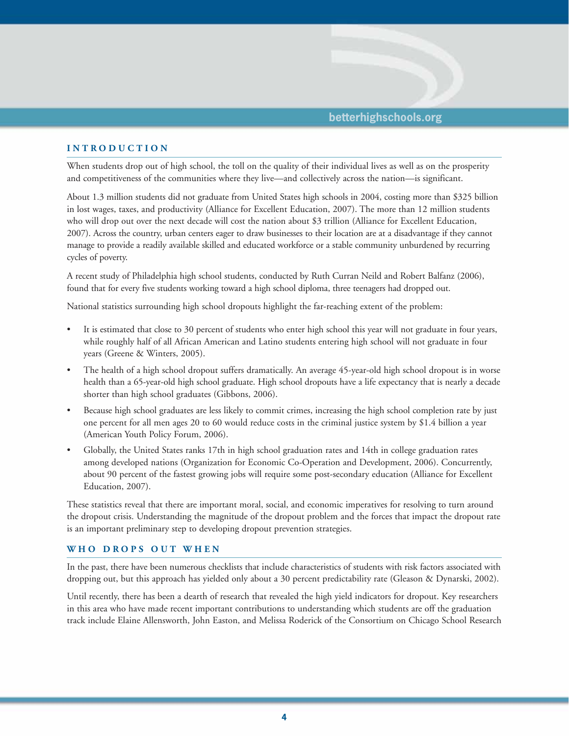## INTRODUCTION

When students drop out of high school, the toll on the quality of their individual lives as well as on the prosperity and competitiveness of the communities where they live—and collectively across the nation—is significant.

About 1.3 million students did not graduate from United States high schools in 2004, costing more than $325 billion in lost wages, taxes, and productivity (Alliance for Excellent Education, 2007). The more than 12 million students who will drop out over the next decade will cost the nation about $3 trillion (Alliance for Excellent Education, 2007). Across the country, urban centers eager to draw businesses to their location are at a disadvantage if they cannot manage to provide a readily available skilled and educated workforce or a stable community unburdened by recurring cycles of poverty.

A recent study of Philadelphia high school students, conducted by Ruth Curran Neild and Robert Balfanz (2006), found that for every five students working toward a high school diploma, three teenagers had dropped out.

National statistics surrounding high school dropouts highlight the far-reaching extent of the problem:

- It is estimated that close to 30 percent of students who enter high school this year will not graduate in four years, while roughly half of all African American and Latino students entering high school will not graduate in four years (Greene & Winters, 2005).
- The health of a high school dropout suffers dramatically. An average 45-year-old high school dropout is in worse health than a 65-year-old high school graduate. High school dropouts have a life expectancy that is nearly a decade shorter than high school graduates (Gibbons, 2006).
- Because high school graduates are less likely to commit crimes, increasing the high school completion rate by just one percent for all men ages 20 to 60 would reduce costs in the criminal justice system by $1.4 billion a year (American Youth Policy Forum, 2006).
- Globally, the United States ranks 17th in high school graduation rates and 14th in college graduation rates among developed nations (Organization for Economic Co-Operation and Development, 2006). Concurrently, about 90 percent of the fastest growing jobs will require some post-secondary education (Alliance for Excellent Education, 2007).

These statistics reveal that there are important moral, social, and economic imperatives for resolving to turn around the dropout crisis. Understanding the magnitude of the dropout problem and the forces that impact the dropout rate is an important preliminary step to developing dropout prevention strategies.

## WHO DROPS OUT WHEN

In the past, there have been numerous checklists that include characteristics of students with risk factors associated with dropping out, but this approach has yielded only about a 30 percent predictability rate (Gleason & Dynarski, 2002).

Until recently, there has been a dearth of research that revealed the high yield indicators for dropout. Key researchers in this area who have made recent important contributions to understanding which students are off the graduation track include Elaine Allensworth, John Easton, and Melissa Roderick of the Consortium on Chicago School Research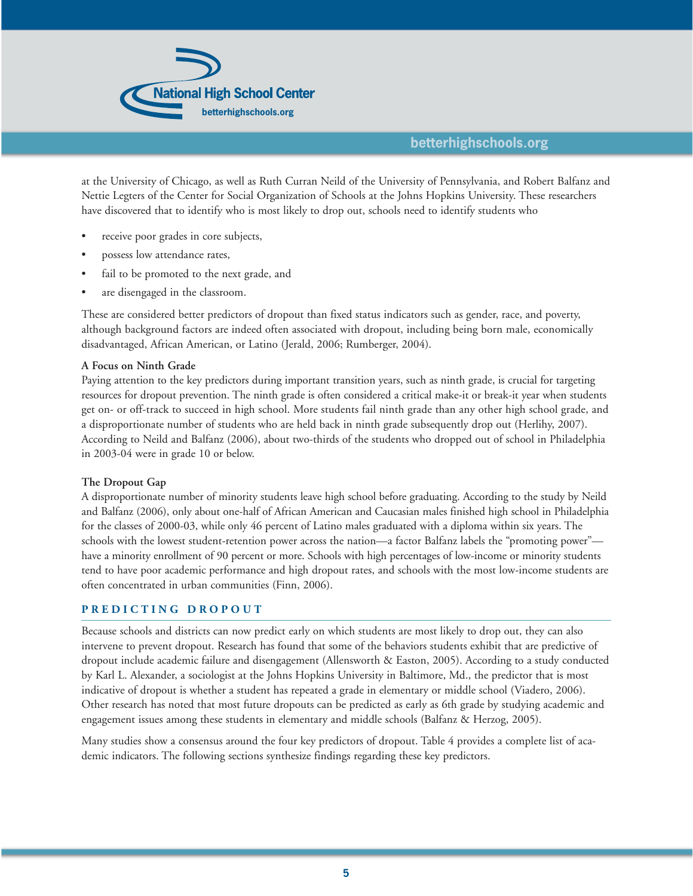at the University of Chicago, as well as Ruth Curran Neild of the University of Pennsylvania, and Robert Balfanz and Nettie Legters of the Center for Social Organization of Schools at the Johns Hopkins University. These researchers have discovered that to identify who is most likely to drop out, schools need to identify students who

- receive poor grades in core subjects,
- possess low attendance rates,
- fail to be promoted to the next grade, and
- are disengaged in the classroom.

These are considered better predictors of dropout than fixed status indicators such as gender, race, and poverty, although background factors are indeed often associated with dropout, including being born male, economically disadvantaged, African American, or Latino (Jerald, 2006; Rumberger, 2004).

**A Focus on Ninth Grade**

Paying attention to the key predictors during important transition years, such as ninth grade, is crucial for targeting resources for dropout prevention. The ninth grade is often considered a critical make-it or break-it year when students get on- or off-track to succeed in high school. More students fail ninth grade than any other high school grade, and a disproportionate number of students who are held back in ninth grade subsequently drop out (Herlihy, 2007). According to Neild and Balfanz (2006), about two-thirds of the students who dropped out of school in Philadelphia in 2003-04 were in grade 10 or below.

**The Dropout Gap**

A disproportionate number of minority students leave high school before graduating. According to the study by Neild and Balfanz (2006), only about one-half of African American and Caucasian males finished high school in Philadelphia for the classes of 2000-03, while only 46 percent of Latino males graduated with a diploma within six years. The schools with the lowest student-retention power across the nation—a factor Balfanz labels the "promoting power"—have a minority enrollment of 90 percent or more. Schools with high percentages of low-income or minority students tend to have poor academic performance and high dropout rates, and schools with the most low-income students are often concentrated in urban communities (Finn, 2006).

## PREDICTING DROPOUT

Because schools and districts can now predict early on which students are most likely to drop out, they can also intervene to prevent dropout. Research has found that some of the behaviors students exhibit that are predictive of dropout include academic failure and disengagement (Allensworth & Easton, 2005). According to a study conducted by Karl L. Alexander, a sociologist at the Johns Hopkins University in Baltimore, Md., the predictor that is most indicative of dropout is whether a student has repeated a grade in elementary or middle school (Viadero, 2006). Other research has noted that most future dropouts can be predicted as early as 6th grade by studying academic and engagement issues among these students in elementary and middle schools (Balfanz & Herzog, 2005).

Many studies show a consensus around the four key predictors of dropout. Table 4 provides a complete list of academic indicators. The following sections synthesize findings regarding these key predictors.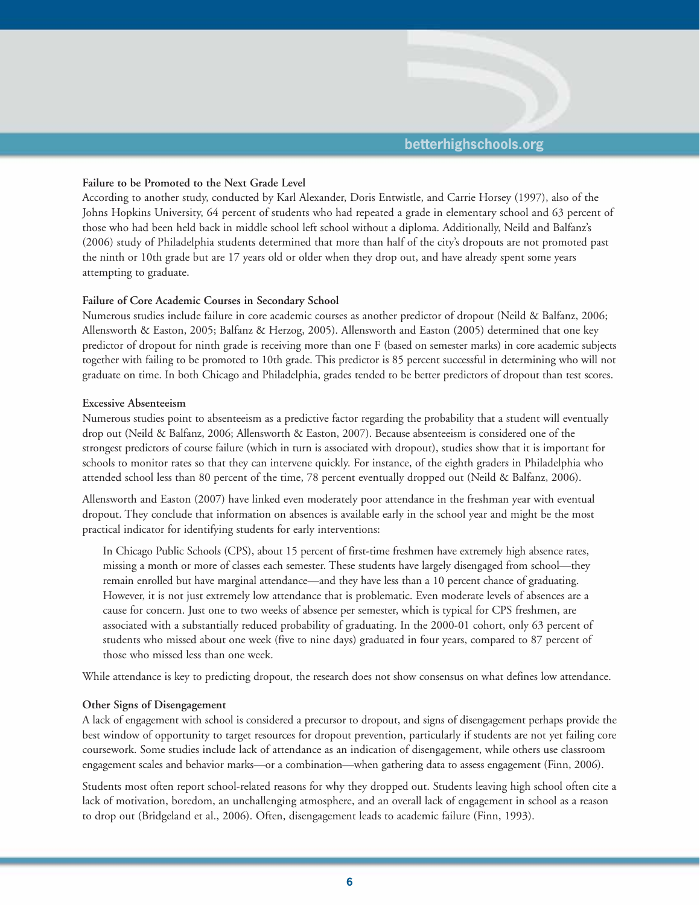### Failure to be Promoted to the Next Grade Level

According to another study, conducted by Karl Alexander, Doris Entwistle, and Carrie Horsey (1997), also of the Johns Hopkins University, 64 percent of students who had repeated a grade in elementary school and 63 percent of those who had been held back in middle school left school without a diploma. Additionally, Neild and Balfanz's (2006) study of Philadelphia students determined that more than half of the city's dropouts are not promoted past the ninth or 10th grade but are 17 years old or older when they drop out, and have already spent some years attempting to graduate.

### Failure of Core Academic Courses in Secondary School

Numerous studies include failure in core academic courses as another predictor of dropout (Neild & Balfanz, 2006; Allensworth & Easton, 2005; Balfanz & Herzog, 2005). Allensworth and Easton (2005) determined that one key predictor of dropout for ninth grade is receiving more than one F (based on semester marks) in core academic subjects together with failing to be promoted to 10th grade. This predictor is 85 percent successful in determining who will not graduate on time. In both Chicago and Philadelphia, grades tended to be better predictors of dropout than test scores.

### Excessive Absenteeism

Numerous studies point to absenteeism as a predictive factor regarding the probability that a student will eventually drop out (Neild & Balfanz, 2006; Allensworth & Easton, 2007). Because absenteeism is considered one of the strongest predictors of course failure (which in turn is associated with dropout), studies show that it is important for schools to monitor rates so that they can intervene quickly. For instance, of the eighth graders in Philadelphia who attended school less than 80 percent of the time, 78 percent eventually dropped out (Neild & Balfanz, 2006).

Allensworth and Easton (2007) have linked even moderately poor attendance in the freshman year with eventual dropout. They conclude that information on absences is available early in the school year and might be the most practical indicator for identifying students for early interventions:

> In Chicago Public Schools (CPS), about 15 percent of first-time freshmen have extremely high absence rates, missing a month or more of classes each semester. These students have largely disengaged from school—they remain enrolled but have marginal attendance—and they have less than a 10 percent chance of graduating. However, it is not just extremely low attendance that is problematic. Even moderate levels of absences are a cause for concern. Just one to two weeks of absence per semester, which is typical for CPS freshmen, are associated with a substantially reduced probability of graduating. In the 2000-01 cohort, only 63 percent of students who missed about one week (five to nine days) graduated in four years, compared to 87 percent of those who missed less than one week.

While attendance is key to predicting dropout, the research does not show consensus on what defines low attendance.

### Other Signs of Disengagement

A lack of engagement with school is considered a precursor to dropout, and signs of disengagement perhaps provide the best window of opportunity to target resources for dropout prevention, particularly if students are not yet failing core coursework. Some studies include lack of attendance as an indication of disengagement, while others use classroom engagement scales and behavior marks—or a combination—when gathering data to assess engagement (Finn, 2006).

Students most often report school-related reasons for why they dropped out. Students leaving high school often cite a lack of motivation, boredom, an unchallenging atmosphere, and an overall lack of engagement in school as a reason to drop out (Bridgeland et al., 2006). Often, disengagement leads to academic failure (Finn, 1993).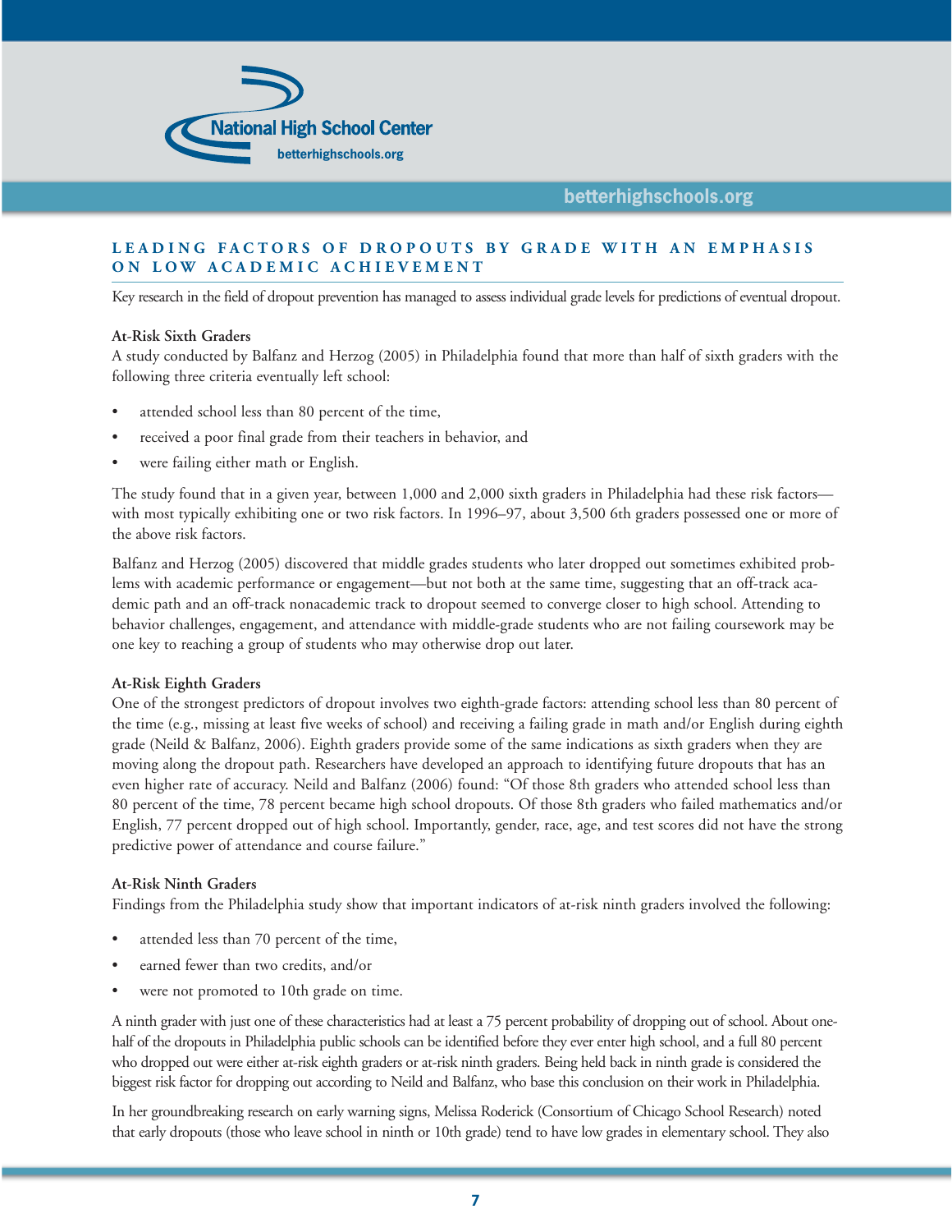## LEADING FACTORS OF DROPOUTS BY GRADE WITH AN EMPHASIS ON LOW ACADEMIC ACHIEVEMENT

Key research in the field of dropout prevention has managed to assess individual grade levels for predictions of eventual dropout.

### At-Risk Sixth Graders

A study conducted by Balfanz and Herzog (2005) in Philadelphia found that more than half of sixth graders with the following three criteria eventually left school:

- attended school less than 80 percent of the time,
- received a poor final grade from their teachers in behavior, and
- were failing either math or English.

The study found that in a given year, between 1,000 and 2,000 sixth graders in Philadelphia had these risk factors—with most typically exhibiting one or two risk factors. In 1996–97, about 3,500 6th graders possessed one or more of the above risk factors.

Balfanz and Herzog (2005) discovered that middle grades students who later dropped out sometimes exhibited problems with academic performance or engagement—but not both at the same time, suggesting that an off-track academic path and an off-track nonacademic track to dropout seemed to converge closer to high school. Attending to behavior challenges, engagement, and attendance with middle-grade students who are not failing coursework may be one key to reaching a group of students who may otherwise drop out later.

### At-Risk Eighth Graders

One of the strongest predictors of dropout involves two eighth-grade factors: attending school less than 80 percent of the time (e.g., missing at least five weeks of school) and receiving a failing grade in math and/or English during eighth grade (Neild & Balfanz, 2006). Eighth graders provide some of the same indications as sixth graders when they are moving along the dropout path. Researchers have developed an approach to identifying future dropouts that has an even higher rate of accuracy. Neild and Balfanz (2006) found: "Of those 8th graders who attended school less than 80 percent of the time, 78 percent became high school dropouts. Of those 8th graders who failed mathematics and/or English, 77 percent dropped out of high school. Importantly, gender, race, age, and test scores did not have the strong predictive power of attendance and course failure."

### At-Risk Ninth Graders

Findings from the Philadelphia study show that important indicators of at-risk ninth graders involved the following:

- attended less than 70 percent of the time,
- earned fewer than two credits, and/or
- were not promoted to 10th grade on time.

A ninth grader with just one of these characteristics had at least a 75 percent probability of dropping out of school. About one-half of the dropouts in Philadelphia public schools can be identified before they ever enter high school, and a full 80 percent who dropped out were either at-risk eighth graders or at-risk ninth graders. Being held back in ninth grade is considered the biggest risk factor for dropping out according to Neild and Balfanz, who base this conclusion on their work in Philadelphia.

In her groundbreaking research on early warning signs, Melissa Roderick (Consortium of Chicago School Research) noted that early dropouts (those who leave school in ninth or 10th grade) tend to have low grades in elementary school. They also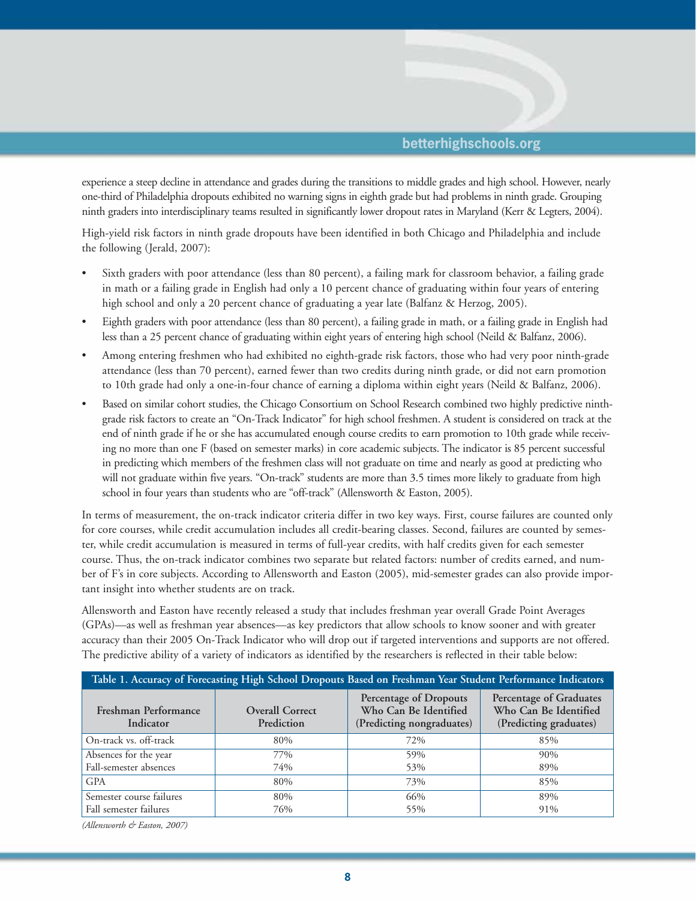experience a steep decline in attendance and grades during the transitions to middle grades and high school. However, nearly one-third of Philadelphia dropouts exhibited no warning signs in eighth grade but had problems in ninth grade. Grouping ninth graders into interdisciplinary teams resulted in significantly lower dropout rates in Maryland (Kerr & Legters, 2004).

High-yield risk factors in ninth grade dropouts have been identified in both Chicago and Philadelphia and include the following (Jerald, 2007):

- Sixth graders with poor attendance (less than 80 percent), a failing mark for classroom behavior, a failing grade in math or a failing grade in English had only a 10 percent chance of graduating within four years of entering high school and only a 20 percent chance of graduating a year late (Balfanz & Herzog, 2005).
- Eighth graders with poor attendance (less than 80 percent), a failing grade in math, or a failing grade in English had less than a 25 percent chance of graduating within eight years of entering high school (Neild & Balfanz, 2006).
- Among entering freshmen who had exhibited no eighth-grade risk factors, those who had very poor ninth-grade attendance (less than 70 percent), earned fewer than two credits during ninth grade, or did not earn promotion to 10th grade had only a one-in-four chance of earning a diploma within eight years (Neild & Balfanz, 2006).
- Based on similar cohort studies, the Chicago Consortium on School Research combined two highly predictive ninth-grade risk factors to create an "On-Track Indicator" for high school freshmen. A student is considered on track at the end of ninth grade if he or she has accumulated enough course credits to earn promotion to 10th grade while receiving no more than one F (based on semester marks) in core academic subjects. The indicator is 85 percent successful in predicting which members of the freshmen class will not graduate on time and nearly as good at predicting who will not graduate within five years. "On-track" students are more than 3.5 times more likely to graduate from high school in four years than students who are "off-track" (Allensworth & Easton, 2005).

In terms of measurement, the on-track indicator criteria differ in two key ways. First, course failures are counted only for core courses, while credit accumulation includes all credit-bearing classes. Second, failures are counted by semester, while credit accumulation is measured in terms of full-year credits, with half credits given for each semester course. Thus, the on-track indicator combines two separate but related factors: number of credits earned, and number of F's in core subjects. According to Allensworth and Easton (2005), mid-semester grades can also provide important insight into whether students are on track.

Allensworth and Easton have recently released a study that includes freshman year overall Grade Point Averages (GPAs)—as well as freshman year absences—as key predictors that allow schools to know sooner and with greater accuracy than their 2005 On-Track Indicator who will drop out if targeted interventions and supports are not offered. The predictive ability of a variety of indicators as identified by the researchers is reflected in their table below:

**Table 1. Accuracy of Forecasting High School Dropouts Based on Freshman Year Student Performance Indicators**

| Freshman Performance Indicator | Overall Correct Prediction | Percentage of Dropouts Who Can Be Identified (Predicting nongraduates) | Percentage of Graduates Who Can Be Identified (Predicting graduates) |
|---|---|---|---|
| On-track vs. off-track | 80% | 72% | 85% |
| Absences for the year | 77% | 59% | 90% |
| Fall-semester absences | 74% | 53% | 89% |
| GPA | 80% | 73% | 85% |
| Semester course failures | 80% | 66% | 89% |
| Fall semester failures | 76% | 55% | 91% |

*(Allensworth & Easton, 2007)*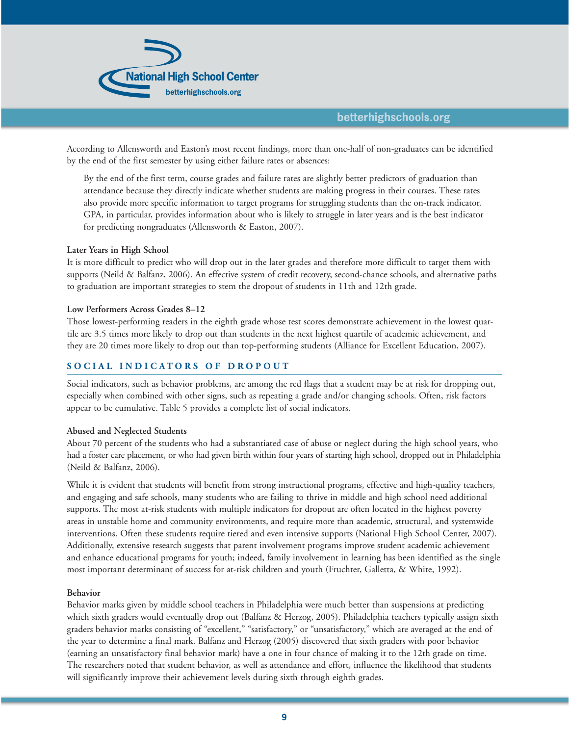According to Allensworth and Easton's most recent findings, more than one-half of non-graduates can be identified by the end of the first semester by using either failure rates or absences:

> By the end of the first term, course grades and failure rates are slightly better predictors of graduation than attendance because they directly indicate whether students are making progress in their courses. These rates also provide more specific information to target programs for struggling students than the on-track indicator. GPA, in particular, provides information about who is likely to struggle in later years and is the best indicator for predicting nongraduates (Allensworth & Easton, 2007).

**Later Years in High School**

It is more difficult to predict who will drop out in the later grades and therefore more difficult to target them with supports (Neild & Balfanz, 2006). An effective system of credit recovery, second-chance schools, and alternative paths to graduation are important strategies to stem the dropout of students in 11th and 12th grade.

**Low Performers Across Grades 8–12**

Those lowest-performing readers in the eighth grade whose test scores demonstrate achievement in the lowest quartile are 3.5 times more likely to drop out than students in the next highest quartile of academic achievement, and they are 20 times more likely to drop out than top-performing students (Alliance for Excellent Education, 2007).

## SOCIAL INDICATORS OF DROPOUT

Social indicators, such as behavior problems, are among the red flags that a student may be at risk for dropping out, especially when combined with other signs, such as repeating a grade and/or changing schools. Often, risk factors appear to be cumulative. Table 5 provides a complete list of social indicators.

**Abused and Neglected Students**

About 70 percent of the students who had a substantiated case of abuse or neglect during the high school years, who had a foster care placement, or who had given birth within four years of starting high school, dropped out in Philadelphia (Neild & Balfanz, 2006).

While it is evident that students will benefit from strong instructional programs, effective and high-quality teachers, and engaging and safe schools, many students who are failing to thrive in middle and high school need additional supports. The most at-risk students with multiple indicators for dropout are often located in the highest poverty areas in unstable home and community environments, and require more than academic, structural, and systemwide interventions. Often these students require tiered and even intensive supports (National High School Center, 2007). Additionally, extensive research suggests that parent involvement programs improve student academic achievement and enhance educational programs for youth; indeed, family involvement in learning has been identified as the single most important determinant of success for at-risk children and youth (Fruchter, Galletta, & White, 1992).

**Behavior**

Behavior marks given by middle school teachers in Philadelphia were much better than suspensions at predicting which sixth graders would eventually drop out (Balfanz & Herzog, 2005). Philadelphia teachers typically assign sixth graders behavior marks consisting of "excellent," "satisfactory," or "unsatisfactory," which are averaged at the end of the year to determine a final mark. Balfanz and Herzog (2005) discovered that sixth graders with poor behavior (earning an unsatisfactory final behavior mark) have a one in four chance of making it to the 12th grade on time. The researchers noted that student behavior, as well as attendance and effort, influence the likelihood that students will significantly improve their achievement levels during sixth through eighth grades.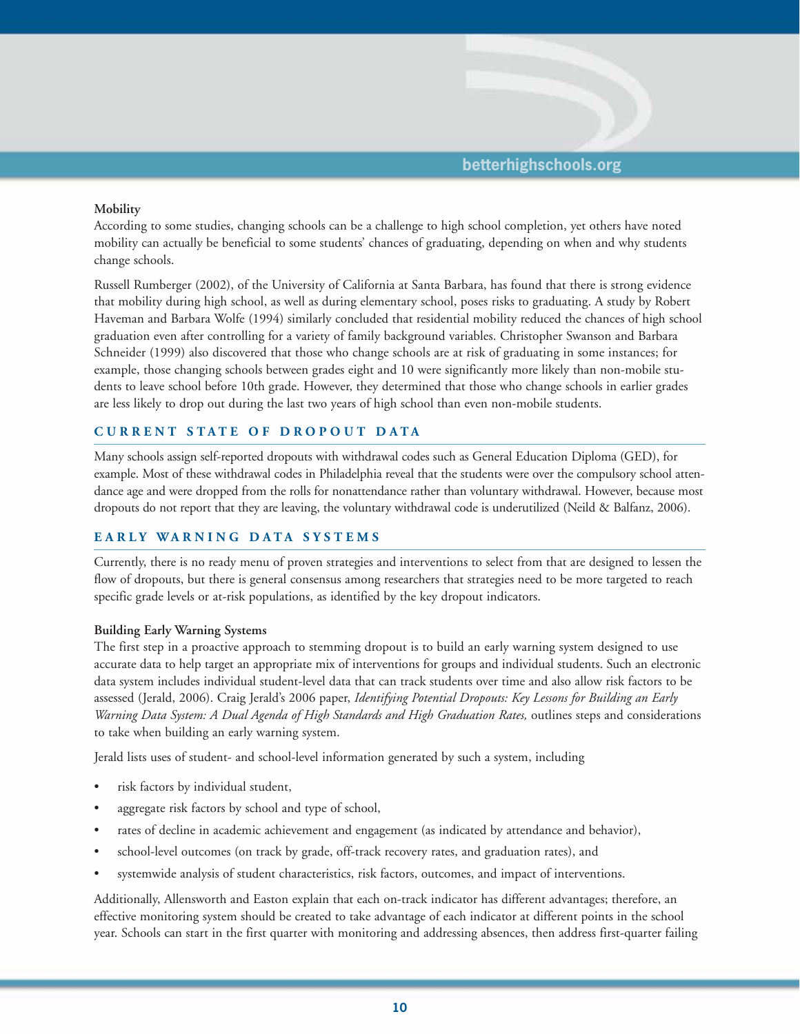**Mobility**

According to some studies, changing schools can be a challenge to high school completion, yet others have noted mobility can actually be beneficial to some students' chances of graduating, depending on when and why students change schools.

Russell Rumberger (2002), of the University of California at Santa Barbara, has found that there is strong evidence that mobility during high school, as well as during elementary school, poses risks to graduating. A study by Robert Haveman and Barbara Wolfe (1994) similarly concluded that residential mobility reduced the chances of high school graduation even after controlling for a variety of family background variables. Christopher Swanson and Barbara Schneider (1999) also discovered that those who change schools are at risk of graduating in some instances; for example, those changing schools between grades eight and 10 were significantly more likely than non-mobile students to leave school before 10th grade. However, they determined that those who change schools in earlier grades are less likely to drop out during the last two years of high school than even non-mobile students.

## CURRENT STATE OF DROPOUT DATA

Many schools assign self-reported dropouts with withdrawal codes such as General Education Diploma (GED), for example. Most of these withdrawal codes in Philadelphia reveal that the students were over the compulsory school attendance age and were dropped from the rolls for nonattendance rather than voluntary withdrawal. However, because most dropouts do not report that they are leaving, the voluntary withdrawal code is underutilized (Neild & Balfanz, 2006).

## EARLY WARNING DATA SYSTEMS

Currently, there is no ready menu of proven strategies and interventions to select from that are designed to lessen the flow of dropouts, but there is general consensus among researchers that strategies need to be more targeted to reach specific grade levels or at-risk populations, as identified by the key dropout indicators.

**Building Early Warning Systems**

The first step in a proactive approach to stemming dropout is to build an early warning system designed to use accurate data to help target an appropriate mix of interventions for groups and individual students. Such an electronic data system includes individual student-level data that can track students over time and also allow risk factors to be assessed (Jerald, 2006). Craig Jerald's 2006 paper, *Identifying Potential Dropouts: Key Lessons for Building an Early Warning Data System: A Dual Agenda of High Standards and High Graduation Rates,* outlines steps and considerations to take when building an early warning system.

Jerald lists uses of student- and school-level information generated by such a system, including

- risk factors by individual student,
- aggregate risk factors by school and type of school,
- rates of decline in academic achievement and engagement (as indicated by attendance and behavior),
- school-level outcomes (on track by grade, off-track recovery rates, and graduation rates), and
- systemwide analysis of student characteristics, risk factors, outcomes, and impact of interventions.

Additionally, Allensworth and Easton explain that each on-track indicator has different advantages; therefore, an effective monitoring system should be created to take advantage of each indicator at different points in the school year. Schools can start in the first quarter with monitoring and addressing absences, then address first-quarter failing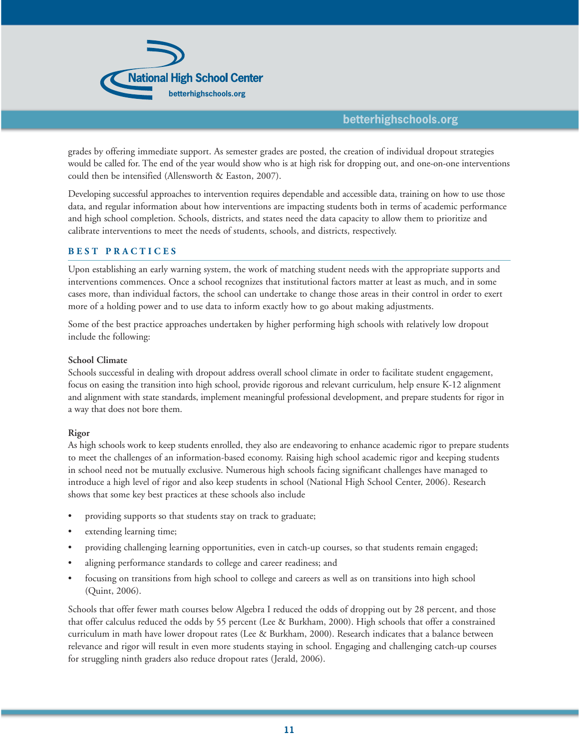grades by offering immediate support. As semester grades are posted, the creation of individual dropout strategies would be called for. The end of the year would show who is at high risk for dropping out, and one-on-one interventions could then be intensified (Allensworth & Easton, 2007).

Developing successful approaches to intervention requires dependable and accessible data, training on how to use those data, and regular information about how interventions are impacting students both in terms of academic performance and high school completion. Schools, districts, and states need the data capacity to allow them to prioritize and calibrate interventions to meet the needs of students, schools, and districts, respectively.

## BEST PRACTICES

Upon establishing an early warning system, the work of matching student needs with the appropriate supports and interventions commences. Once a school recognizes that institutional factors matter at least as much, and in some cases more, than individual factors, the school can undertake to change those areas in their control in order to exert more of a holding power and to use data to inform exactly how to go about making adjustments.

Some of the best practice approaches undertaken by higher performing high schools with relatively low dropout include the following:

### School Climate

Schools successful in dealing with dropout address overall school climate in order to facilitate student engagement, focus on easing the transition into high school, provide rigorous and relevant curriculum, help ensure K-12 alignment and alignment with state standards, implement meaningful professional development, and prepare students for rigor in a way that does not bore them.

### Rigor

As high schools work to keep students enrolled, they also are endeavoring to enhance academic rigor to prepare students to meet the challenges of an information-based economy. Raising high school academic rigor and keeping students in school need not be mutually exclusive. Numerous high schools facing significant challenges have managed to introduce a high level of rigor and also keep students in school (National High School Center, 2006). Research shows that some key best practices at these schools also include

- providing supports so that students stay on track to graduate;
- extending learning time;
- providing challenging learning opportunities, even in catch-up courses, so that students remain engaged;
- aligning performance standards to college and career readiness; and
- focusing on transitions from high school to college and careers as well as on transitions into high school (Quint, 2006).

Schools that offer fewer math courses below Algebra I reduced the odds of dropping out by 28 percent, and those that offer calculus reduced the odds by 55 percent (Lee & Burkham, 2000). High schools that offer a constrained curriculum in math have lower dropout rates (Lee & Burkham, 2000). Research indicates that a balance between relevance and rigor will result in even more students staying in school. Engaging and challenging catch-up courses for struggling ninth graders also reduce dropout rates (Jerald, 2006).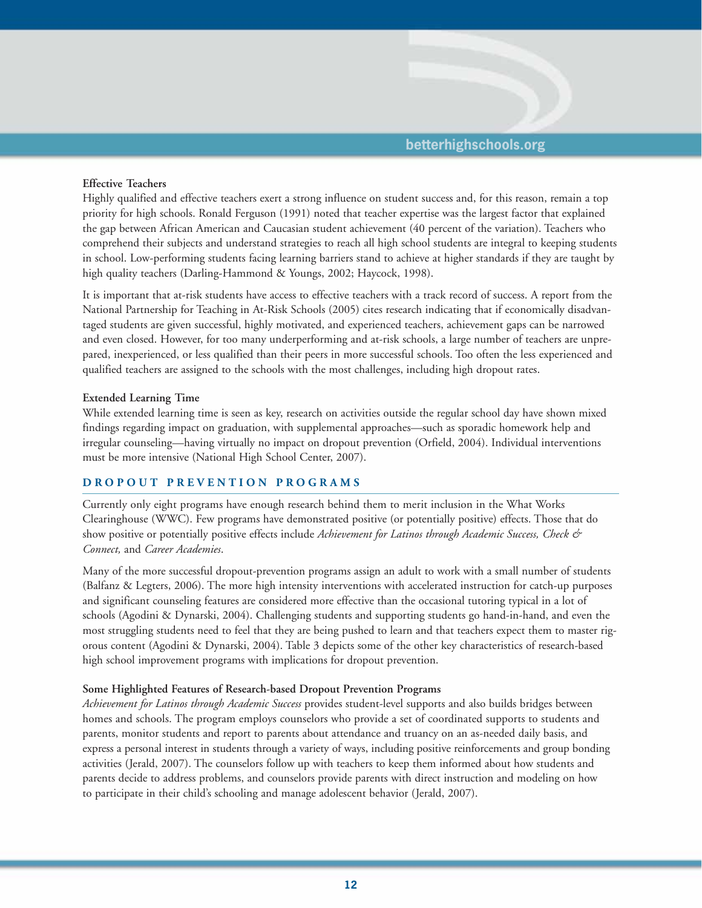**Effective Teachers**

Highly qualified and effective teachers exert a strong influence on student success and, for this reason, remain a top priority for high schools. Ronald Ferguson (1991) noted that teacher expertise was the largest factor that explained the gap between African American and Caucasian student achievement (40 percent of the variation). Teachers who comprehend their subjects and understand strategies to reach all high school students are integral to keeping students in school. Low-performing students facing learning barriers stand to achieve at higher standards if they are taught by high quality teachers (Darling-Hammond & Youngs, 2002; Haycock, 1998).

It is important that at-risk students have access to effective teachers with a track record of success. A report from the National Partnership for Teaching in At-Risk Schools (2005) cites research indicating that if economically disadvantaged students are given successful, highly motivated, and experienced teachers, achievement gaps can be narrowed and even closed. However, for too many underperforming and at-risk schools, a large number of teachers are unprepared, inexperienced, or less qualified than their peers in more successful schools. Too often the less experienced and qualified teachers are assigned to the schools with the most challenges, including high dropout rates.

**Extended Learning Time**

While extended learning time is seen as key, research on activities outside the regular school day have shown mixed findings regarding impact on graduation, with supplemental approaches—such as sporadic homework help and irregular counseling—having virtually no impact on dropout prevention (Orfield, 2004). Individual interventions must be more intensive (National High School Center, 2007).

## DROPOUT PREVENTION PROGRAMS

Currently only eight programs have enough research behind them to merit inclusion in the What Works Clearinghouse (WWC). Few programs have demonstrated positive (or potentially positive) effects. Those that do show positive or potentially positive effects include *Achievement for Latinos through Academic Success, Check & Connect,* and *Career Academies*.

Many of the more successful dropout-prevention programs assign an adult to work with a small number of students (Balfanz & Legters, 2006). The more high intensity interventions with accelerated instruction for catch-up purposes and significant counseling features are considered more effective than the occasional tutoring typical in a lot of schools (Agodini & Dynarski, 2004). Challenging students and supporting students go hand-in-hand, and even the most struggling students need to feel that they are being pushed to learn and that teachers expect them to master rigorous content (Agodini & Dynarski, 2004). Table 3 depicts some of the other key characteristics of research-based high school improvement programs with implications for dropout prevention.

**Some Highlighted Features of Research-based Dropout Prevention Programs**

*Achievement for Latinos through Academic Success* provides student-level supports and also builds bridges between homes and schools. The program employs counselors who provide a set of coordinated supports to students and parents, monitor students and report to parents about attendance and truancy on an as-needed daily basis, and express a personal interest in students through a variety of ways, including positive reinforcements and group bonding activities (Jerald, 2007). The counselors follow up with teachers to keep them informed about how students and parents decide to address problems, and counselors provide parents with direct instruction and modeling on how to participate in their child's schooling and manage adolescent behavior (Jerald, 2007).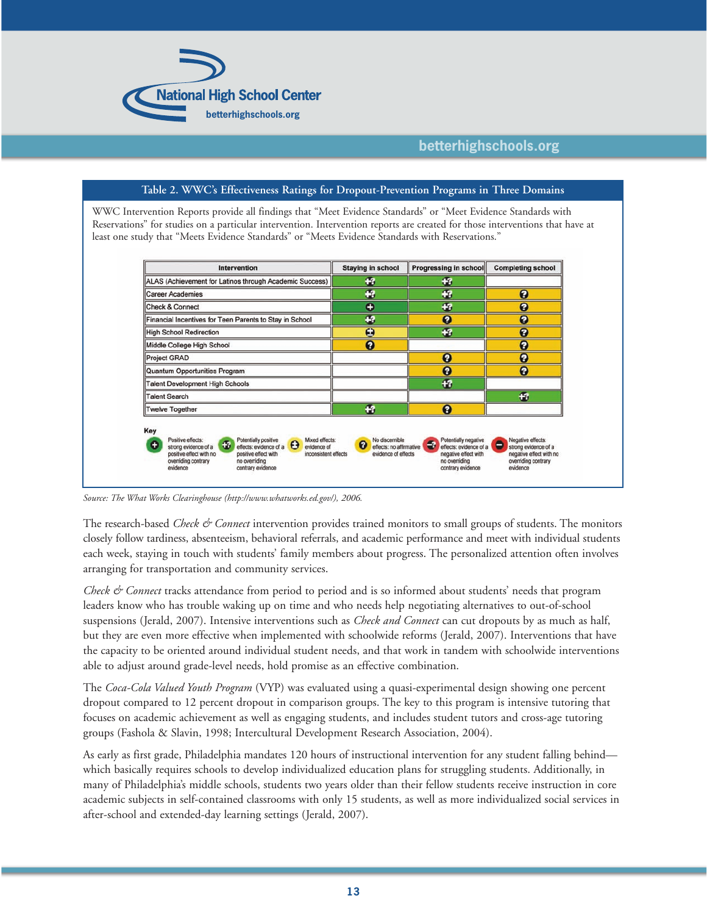**Table 2. WWC's Effectiveness Ratings for Dropout-Prevention Programs in Three Domains**

WWC Intervention Reports provide all findings that "Meet Evidence Standards" or "Meet Evidence Standards with Reservations" for studies on a particular intervention. Intervention reports are created for those interventions that have at least one study that "Meets Evidence Standards" or "Meets Evidence Standards with Reservations."

| Intervention | Staying in school | Progressing in school | Completing school |
|---|---|---|---|
| ALAS (Achievement for Latinos through Academic Success) | Potentially positive effects | Potentially positive effects | |
| Career Academies | Potentially positive effects | Potentially positive effects | No discernible effects |
| Check & Connect | Positive effects | Potentially positive effects | No discernible effects |
| Financial Incentives for Teen Parents to Stay in School | Potentially positive effects | No discernible effects | No discernible effects |
| High School Redirection | Mixed effects | Potentially positive effects | No discernible effects |
| Middle College High School | No discernible effects | | No discernible effects |
| Project GRAD | | No discernible effects | No discernible effects |
| Quantum Opportunities Program | | No discernible effects | No discernible effects |
| Talent Development High Schools | | Potentially positive effects | |
| Talent Search | | | Potentially positive effects |
| Twelve Together | Potentially positive effects | No discernible effects | |

**Key**

- Positive effects: strong evidence of a positive effect with no overriding contrary evidence
- Potentially positive effects: evidence of a positive effect with no overriding contrary evidence
- Mixed effects: evidence of inconsistent effects
- No discernible effects: no affirmative evidence of effects
- Potentially negative effects: evidence of a negative effect with no overriding contrary evidence
- Negative effects: strong evidence of a negative effect with no overriding contrary evidence

*Source: The What Works Clearinghouse (http://www.whatworks.ed.gov/), 2006.*

The research-based *Check & Connect* intervention provides trained monitors to small groups of students. The monitors closely follow tardiness, absenteeism, behavioral referrals, and academic performance and meet with individual students each week, staying in touch with students' family members about progress. The personalized attention often involves arranging for transportation and community services.

*Check & Connect* tracks attendance from period to period and is so informed about students' needs that program leaders know who has trouble waking up on time and who needs help negotiating alternatives to out-of-school suspensions (Jerald, 2007). Intensive interventions such as *Check and Connect* can cut dropouts by as much as half, but they are even more effective when implemented with schoolwide reforms (Jerald, 2007). Interventions that have the capacity to be oriented around individual student needs, and that work in tandem with schoolwide interventions able to adjust around grade-level needs, hold promise as an effective combination.

The *Coca-Cola Valued Youth Program* (VYP) was evaluated using a quasi-experimental design showing one percent dropout compared to 12 percent dropout in comparison groups. The key to this program is intensive tutoring that focuses on academic achievement as well as engaging students, and includes student tutors and cross-age tutoring groups (Fashola & Slavin, 1998; Intercultural Development Research Association, 2004).

As early as first grade, Philadelphia mandates 120 hours of instructional intervention for any student falling behind—which basically requires schools to develop individualized education plans for struggling students. Additionally, in many of Philadelphia's middle schools, students two years older than their fellow students receive instruction in core academic subjects in self-contained classrooms with only 15 students, as well as more individualized social services in after-school and extended-day learning settings (Jerald, 2007).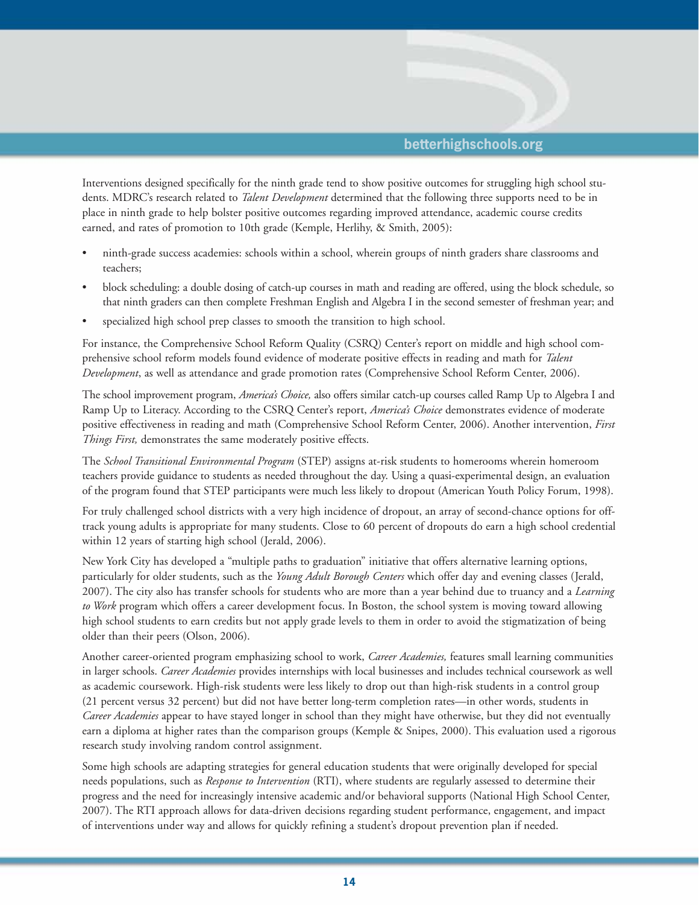Interventions designed specifically for the ninth grade tend to show positive outcomes for struggling high school students. MDRC's research related to *Talent Development* determined that the following three supports need to be in place in ninth grade to help bolster positive outcomes regarding improved attendance, academic course credits earned, and rates of promotion to 10th grade (Kemple, Herlihy, & Smith, 2005):

- ninth-grade success academies: schools within a school, wherein groups of ninth graders share classrooms and teachers;
- block scheduling: a double dosing of catch-up courses in math and reading are offered, using the block schedule, so that ninth graders can then complete Freshman English and Algebra I in the second semester of freshman year; and
- specialized high school prep classes to smooth the transition to high school.

For instance, the Comprehensive School Reform Quality (CSRQ) Center's report on middle and high school comprehensive school reform models found evidence of moderate positive effects in reading and math for *Talent Development*, as well as attendance and grade promotion rates (Comprehensive School Reform Center, 2006).

The school improvement program, *America's Choice,* also offers similar catch-up courses called Ramp Up to Algebra I and Ramp Up to Literacy. According to the CSRQ Center's report, *America's Choice* demonstrates evidence of moderate positive effectiveness in reading and math (Comprehensive School Reform Center, 2006). Another intervention, *First Things First,* demonstrates the same moderately positive effects.

The *School Transitional Environmental Program* (STEP) assigns at-risk students to homerooms wherein homeroom teachers provide guidance to students as needed throughout the day. Using a quasi-experimental design, an evaluation of the program found that STEP participants were much less likely to dropout (American Youth Policy Forum, 1998).

For truly challenged school districts with a very high incidence of dropout, an array of second-chance options for off-track young adults is appropriate for many students. Close to 60 percent of dropouts do earn a high school credential within 12 years of starting high school (Jerald, 2006).

New York City has developed a "multiple paths to graduation" initiative that offers alternative learning options, particularly for older students, such as the *Young Adult Borough Centers* which offer day and evening classes (Jerald, 2007). The city also has transfer schools for students who are more than a year behind due to truancy and a *Learning to Work* program which offers a career development focus. In Boston, the school system is moving toward allowing high school students to earn credits but not apply grade levels to them in order to avoid the stigmatization of being older than their peers (Olson, 2006).

Another career-oriented program emphasizing school to work, *Career Academies,* features small learning communities in larger schools. *Career Academies* provides internships with local businesses and includes technical coursework as well as academic coursework. High-risk students were less likely to drop out than high-risk students in a control group (21 percent versus 32 percent) but did not have better long-term completion rates—in other words, students in *Career Academies* appear to have stayed longer in school than they might have otherwise, but they did not eventually earn a diploma at higher rates than the comparison groups (Kemple & Snipes, 2000). This evaluation used a rigorous research study involving random control assignment.

Some high schools are adapting strategies for general education students that were originally developed for special needs populations, such as *Response to Intervention* (RTI), where students are regularly assessed to determine their progress and the need for increasingly intensive academic and/or behavioral supports (National High School Center, 2007). The RTI approach allows for data-driven decisions regarding student performance, engagement, and impact of interventions under way and allows for quickly refining a student's dropout prevention plan if needed.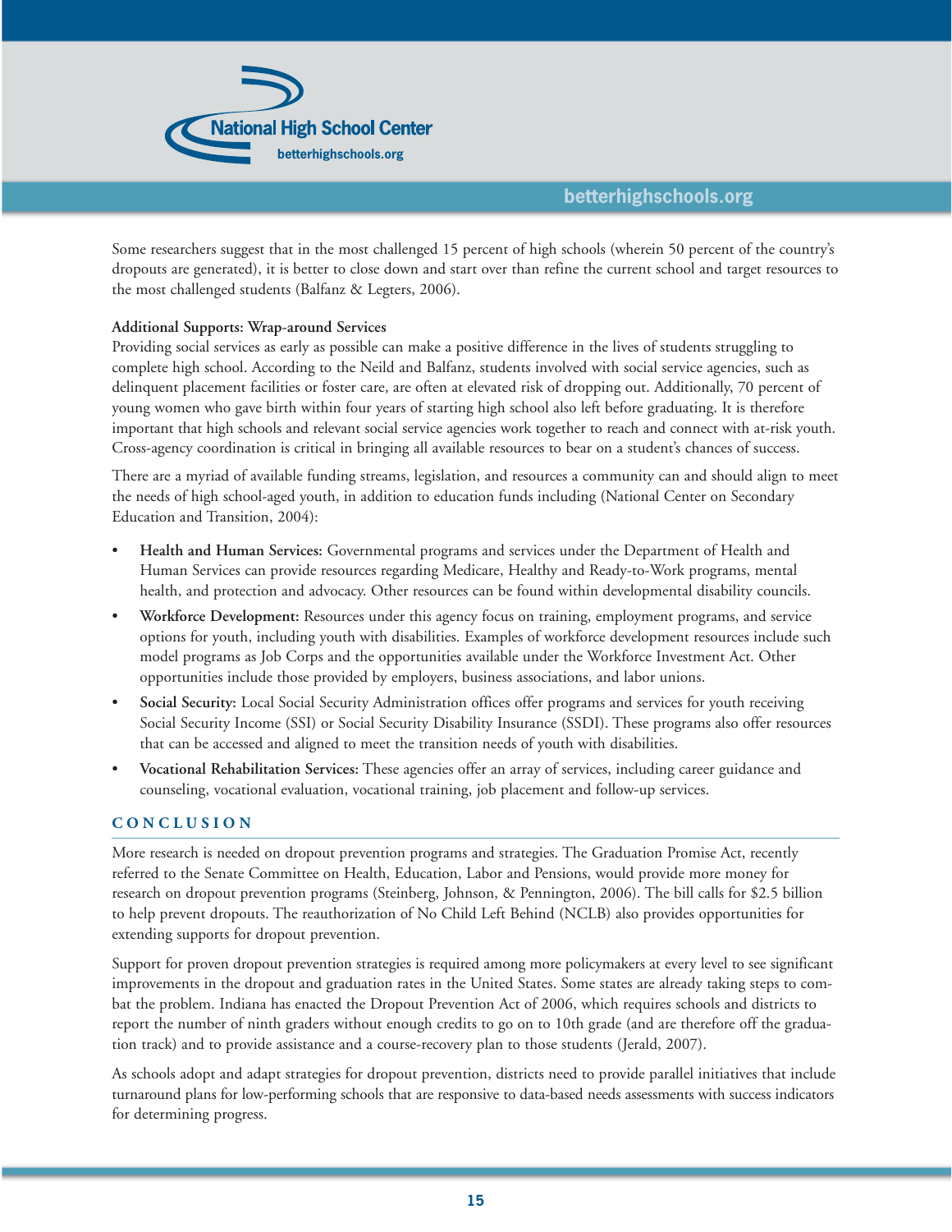Some researchers suggest that in the most challenged 15 percent of high schools (wherein 50 percent of the country's dropouts are generated), it is better to close down and start over than refine the current school and target resources to the most challenged students (Balfanz & Legters, 2006).

**Additional Supports: Wrap-around Services**

Providing social services as early as possible can make a positive difference in the lives of students struggling to complete high school. According to the Neild and Balfanz, students involved with social service agencies, such as delinquent placement facilities or foster care, are often at elevated risk of dropping out. Additionally, 70 percent of young women who gave birth within four years of starting high school also left before graduating. It is therefore important that high schools and relevant social service agencies work together to reach and connect with at-risk youth. Cross-agency coordination is critical in bringing all available resources to bear on a student's chances of success.

There are a myriad of available funding streams, legislation, and resources a community can and should align to meet the needs of high school-aged youth, in addition to education funds including (National Center on Secondary Education and Transition, 2004):

- **Health and Human Services:** Governmental programs and services under the Department of Health and Human Services can provide resources regarding Medicare, Healthy and Ready-to-Work programs, mental health, and protection and advocacy. Other resources can be found within developmental disability councils.
- **Workforce Development:** Resources under this agency focus on training, employment programs, and service options for youth, including youth with disabilities. Examples of workforce development resources include such model programs as Job Corps and the opportunities available under the Workforce Investment Act. Other opportunities include those provided by employers, business associations, and labor unions.
- **Social Security:** Local Social Security Administration offices offer programs and services for youth receiving Social Security Income (SSI) or Social Security Disability Insurance (SSDI). These programs also offer resources that can be accessed and aligned to meet the transition needs of youth with disabilities.
- **Vocational Rehabilitation Services:** These agencies offer an array of services, including career guidance and counseling, vocational evaluation, vocational training, job placement and follow-up services.

## CONCLUSION

More research is needed on dropout prevention programs and strategies. The Graduation Promise Act, recently referred to the Senate Committee on Health, Education, Labor and Pensions, would provide more money for research on dropout prevention programs (Steinberg, Johnson, & Pennington, 2006). The bill calls for $2.5 billion to help prevent dropouts. The reauthorization of No Child Left Behind (NCLB) also provides opportunities for extending supports for dropout prevention.

Support for proven dropout prevention strategies is required among more policymakers at every level to see significant improvements in the dropout and graduation rates in the United States. Some states are already taking steps to combat the problem. Indiana has enacted the Dropout Prevention Act of 2006, which requires schools and districts to report the number of ninth graders without enough credits to go on to 10th grade (and are therefore off the graduation track) and to provide assistance and a course-recovery plan to those students (Jerald, 2007).

As schools adopt and adapt strategies for dropout prevention, districts need to provide parallel initiatives that include turnaround plans for low-performing schools that are responsive to data-based needs assessments with success indicators for determining progress.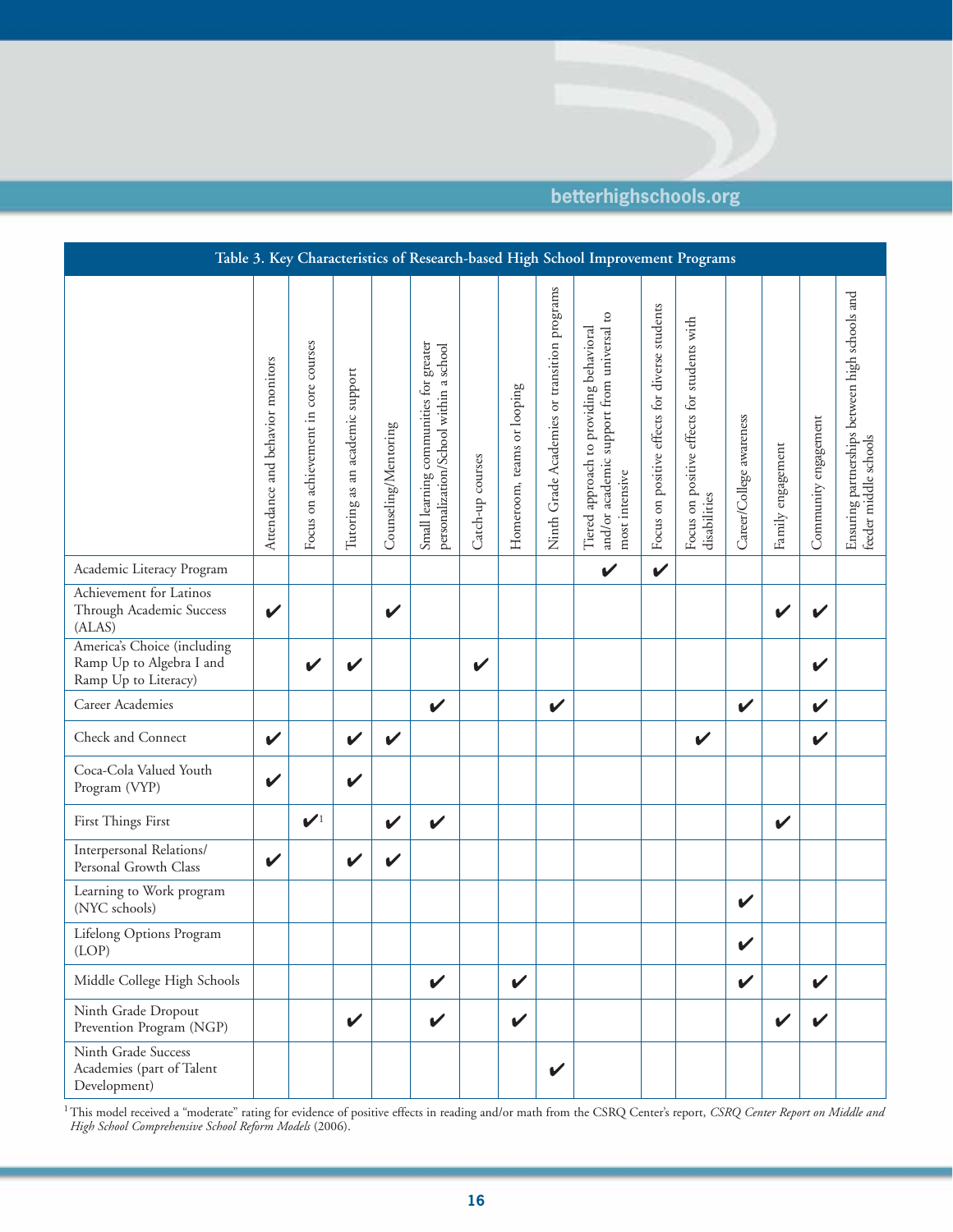**Table 3. Key Characteristics of Research-based High School Improvement Programs**

| | Attendance and behavior monitors | Focus on achievement in core courses | Tutoring as an academic support | Counseling/Mentoring | Small learning communities for greater personalization/School within a school | Catch-up courses | Homeroom, teams or looping | Ninth Grade Academies or transition programs | Tiered approach to providing behavioral and/or academic support from universal to most intensive | Focus on positive effects for diverse students | Focus on positive effects for students with disabilities | Career/College awareness | Family engagement | Community engagement | Ensuring partnerships between high schools and feeder middle schools |
|---|---|---|---|---|---|---|---|---|---|---|---|---|---|---|---|
| Academic Literacy Program | | | | | | | | | ✔ | ✔ | | | | | |
| Achievement for Latinos Through Academic Success (ALAS) | ✔ | | | ✔ | | | | | | | | | ✔ | ✔ | |
| America's Choice (including Ramp Up to Algebra I and Ramp Up to Literacy) | | ✔ | ✔ | | | ✔ | | | | | | | | ✔ | |
| Career Academies | | | | | ✔ | | | ✔ | | | | ✔ | | ✔ | |
| Check and Connect | ✔ | | ✔ | ✔ | | | | | | | ✔ | | | ✔ | |
| Coca-Cola Valued Youth Program (VYP) | ✔ | | ✔ | | | | | | | | | | | | |
| First Things First | | ✔[1] | | ✔ | ✔ | | | | | | | | ✔ | | |
| Interpersonal Relations/ Personal Growth Class | ✔ | | ✔ | ✔ | | | | | | | | | | | |
| Learning to Work program (NYC schools) | | | | | | | | | | | | ✔ | | | |
| Lifelong Options Program (LOP) | | | | | | | | | | | | ✔ | | | |
| Middle College High Schools | | | | | ✔ | | ✔ | | | | | ✔ | | ✔ | |
| Ninth Grade Dropout Prevention Program (NGP) | | | ✔ | | ✔ | | ✔ | | | | | | ✔ | ✔ | |
| Ninth Grade Success Academies (part of Talent Development) | | | | | | | | ✔ | | | | | | | |

[1] This model received a "moderate" rating for evidence of positive effects in reading and/or math from the CSRQ Center's report, *CSRQ Center Report on Middle and High School Comprehensive School Reform Models* (2006).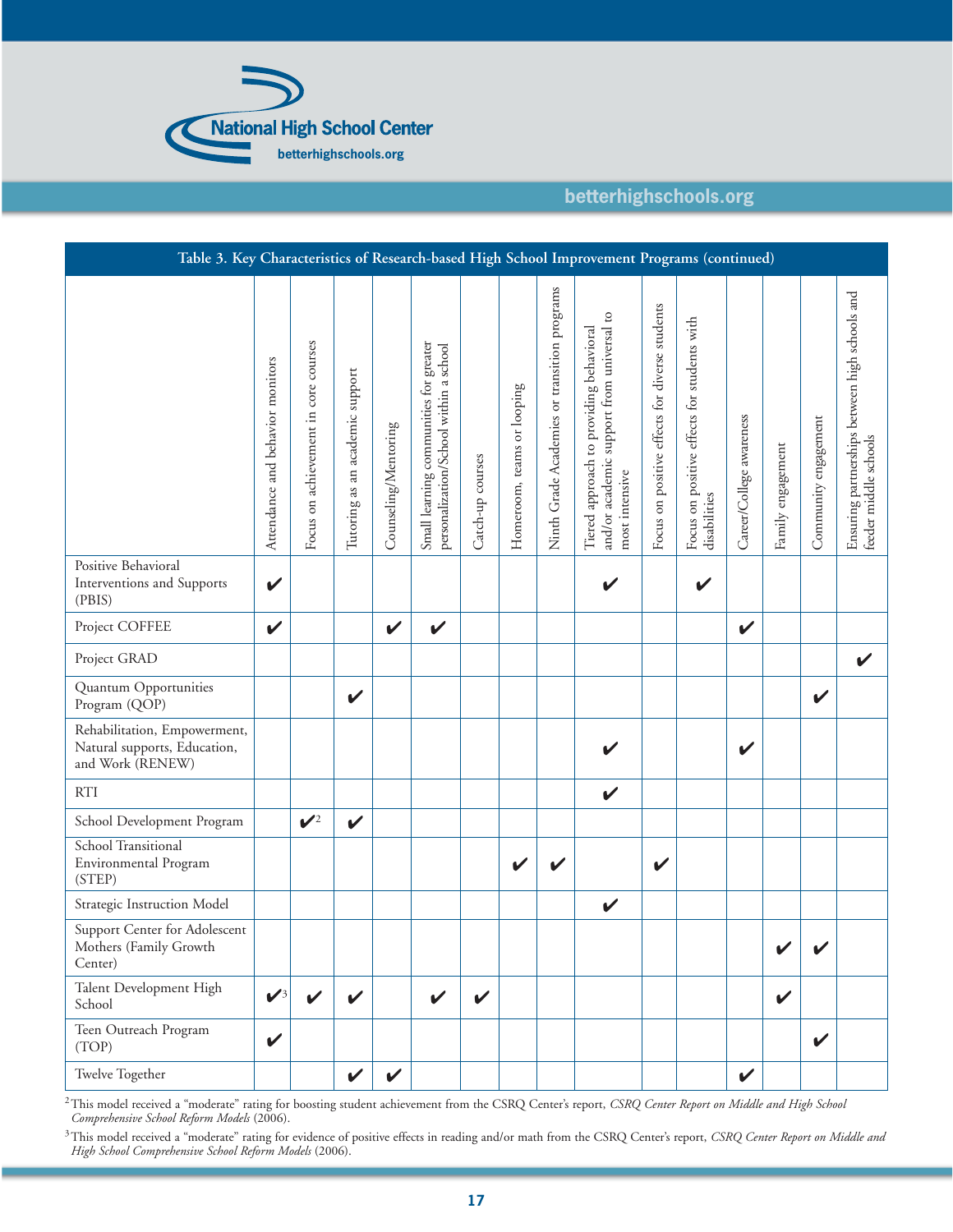| Table 3. Key Characteristics of Research-based High School Improvement Programs (continued) | Attendance and behavior monitors | Focus on achievement in core courses | Tutoring as an academic support | Counseling/Mentoring | Small learning communities for greater personalization/School within a school | Catch-up courses | Homeroom, teams or looping | Ninth Grade Academies or transition programs | Tiered approach to providing behavioral and/or academic support from universal to most intensive | Focus on positive effects for diverse students | Focus on positive effects for students with disabilities | Career/College awareness | Family engagement | Community engagement | Ensuring partnerships between high schools and feeder middle schools |
|---|---|---|---|---|---|---|---|---|---|---|---|---|---|---|---|
| Positive Behavioral Interventions and Supports (PBIS) | ✔ | | | | | | | | ✔ | | ✔ | | | | |
| Project COFFEE | ✔ | | | ✔ | ✔ | | | | | | | ✔ | | | |
| Project GRAD | | | | | | | | | | | | | | | ✔ |
| Quantum Opportunities Program (QOP) | | | ✔ | | | | | | | | | | | ✔ | |
| Rehabilitation, Empowerment, Natural supports, Education, and Work (RENEW) | | | | | | | | | ✔ | | | ✔ | | | |
| RTI | | | | | | | | | ✔ | | | | | | |
| School Development Program | | ✔[2] | ✔ | | | | | | | | | | | | |
| School Transitional Environmental Program (STEP) | | | | | | | ✔ | ✔ | | ✔ | | | | | |
| Strategic Instruction Model | | | | | | | | | ✔ | | | | | | |
| Support Center for Adolescent Mothers (Family Growth Center) | | | | | | | | | | | | | ✔ | ✔ | |
| Talent Development High School | ✔[3] | ✔ | ✔ | | ✔ | ✔ | | | | | | | ✔ | | |
| Teen Outreach Program (TOP) | ✔ | | | | | | | | | | | | | ✔ | |
| Twelve Together | | | ✔ | ✔ | | | | | | | | ✔ | | | |

[2] This model received a "moderate" rating for boosting student achievement from the CSRQ Center's report, *CSRQ Center Report on Middle and High School Comprehensive School Reform Models* (2006).

[3] This model received a "moderate" rating for evidence of positive effects in reading and/or math from the CSRQ Center's report, *CSRQ Center Report on Middle and High School Comprehensive School Reform Models* (2006).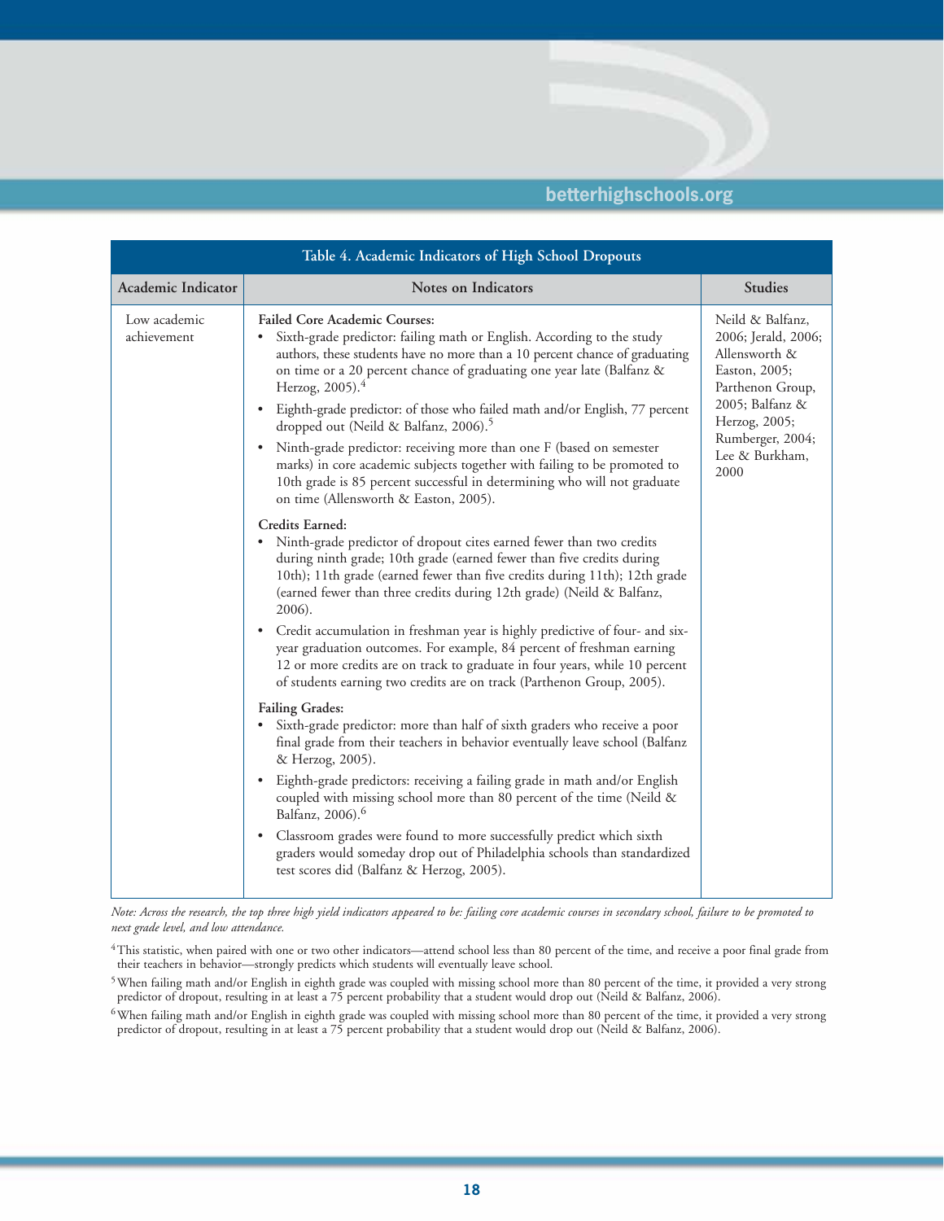| Table 4. Academic Indicators of High School Dropouts | | |
|---|---|---|
| **Academic Indicator** | **Notes on Indicators** | **Studies** |
| Low academic achievement | **Failed Core Academic Courses:**<br>• Sixth-grade predictor: failing math or English. According to the study authors, these students have no more than a 10 percent chance of graduating on time or a 20 percent chance of graduating one year late (Balfanz & Herzog, 2005).[4]<br>• Eighth-grade predictor: of those who failed math and/or English, 77 percent dropped out (Neild & Balfanz, 2006).[5]<br>• Ninth-grade predictor: receiving more than one F (based on semester marks) in core academic subjects together with failing to be promoted to 10th grade is 85 percent successful in determining who will not graduate on time (Allensworth & Easton, 2005).<br><br>**Credits Earned:**<br>• Ninth-grade predictor of dropout cites earned fewer than two credits during ninth grade; 10th grade (earned fewer than five credits during 10th); 11th grade (earned fewer than five credits during 11th); 12th grade (earned fewer than three credits during 12th grade) (Neild & Balfanz, 2006).<br>• Credit accumulation in freshman year is highly predictive of four- and six-year graduation outcomes. For example, 84 percent of freshman earning 12 or more credits are on track to graduate in four years, while 10 percent of students earning two credits are on track (Parthenon Group, 2005).<br><br>**Failing Grades:**<br>• Sixth-grade predictor: more than half of sixth graders who receive a poor final grade from their teachers in behavior eventually leave school (Balfanz & Herzog, 2005).<br>• Eighth-grade predictors: receiving a failing grade in math and/or English coupled with missing school more than 80 percent of the time (Neild & Balfanz, 2006).[6]<br>• Classroom grades were found to more successfully predict which sixth graders would someday drop out of Philadelphia schools than standardized test scores did (Balfanz & Herzog, 2005). | Neild & Balfanz, 2006; Jerald, 2006; Allensworth & Easton, 2005; Parthenon Group, 2005; Balfanz & Herzog, 2005; Rumberger, 2004; Lee & Burkham, 2000 |

*Note: Across the research, the top three high yield indicators appeared to be: failing core academic courses in secondary school, failure to be promoted to next grade level, and low attendance.*

[4] This statistic, when paired with one or two other indicators—attend school less than 80 percent of the time, and receive a poor final grade from their teachers in behavior—strongly predicts which students will eventually leave school.

[5] When failing math and/or English in eighth grade was coupled with missing school more than 80 percent of the time, it provided a very strong predictor of dropout, resulting in at least a 75 percent probability that a student would drop out (Neild & Balfanz, 2006).

[6] When failing math and/or English in eighth grade was coupled with missing school more than 80 percent of the time, it provided a very strong predictor of dropout, resulting in at least a 75 percent probability that a student would drop out (Neild & Balfanz, 2006).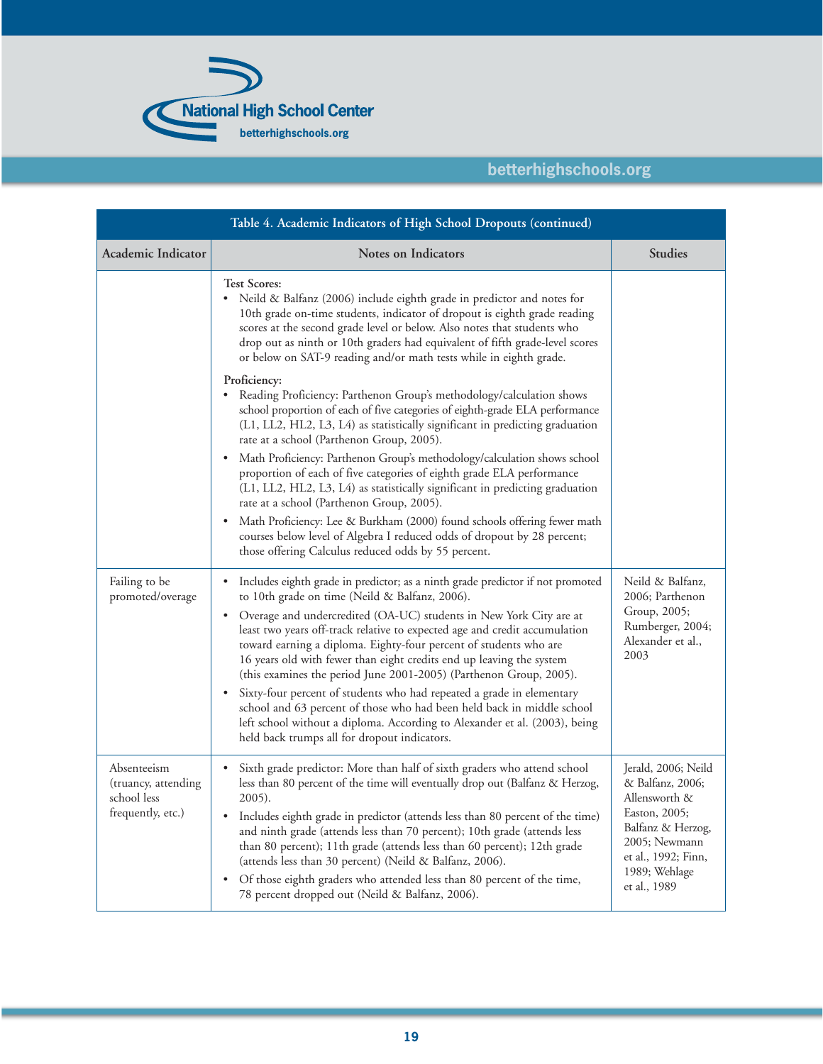| Table 4. Academic Indicators of High School Dropouts (continued) | | |
|---|---|---|
| **Academic Indicator** | **Notes on Indicators** | **Studies** |
| | **Test Scores:**<br>• Neild & Balfanz (2006) include eighth grade in predictor and notes for 10th grade on-time students, indicator of dropout is eighth grade reading scores at the second grade level or below. Also notes that students who drop out as ninth or 10th graders had equivalent of fifth grade-level scores or below on SAT-9 reading and/or math tests while in eighth grade.<br>**Proficiency:**<br>• Reading Proficiency: Parthenon Group's methodology/calculation shows school proportion of each of five categories of eighth-grade ELA performance (L1, LL2, HL2, L3, L4) as statistically significant in predicting graduation rate at a school (Parthenon Group, 2005).<br>• Math Proficiency: Parthenon Group's methodology/calculation shows school proportion of each of five categories of eighth grade ELA performance (L1, LL2, HL2, L3, L4) as statistically significant in predicting graduation rate at a school (Parthenon Group, 2005).<br>• Math Proficiency: Lee & Burkham (2000) found schools offering fewer math courses below level of Algebra I reduced odds of dropout by 28 percent; those offering Calculus reduced odds by 55 percent. | |
| Failing to be promoted/overage | • Includes eighth grade in predictor; as a ninth grade predictor if not promoted to 10th grade on time (Neild & Balfanz, 2006).<br>• Overage and undercredited (OA-UC) students in New York City are at least two years off-track relative to expected age and credit accumulation toward earning a diploma. Eighty-four percent of students who are 16 years old with fewer than eight credits end up leaving the system (this examines the period June 2001-2005) (Parthenon Group, 2005).<br>• Sixty-four percent of students who had repeated a grade in elementary school and 63 percent of those who had been held back in middle school left school without a diploma. According to Alexander et al. (2003), being held back trumps all for dropout indicators. | Neild & Balfanz, 2006; Parthenon Group, 2005; Rumberger, 2004; Alexander et al., 2003 |
| Absenteeism (truancy, attending school less frequently, etc.) | • Sixth grade predictor: More than half of sixth graders who attend school less than 80 percent of the time will eventually drop out (Balfanz & Herzog, 2005).<br>• Includes eighth grade in predictor (attends less than 80 percent of the time) and ninth grade (attends less than 70 percent); 10th grade (attends less than 80 percent); 11th grade (attends less than 60 percent); 12th grade (attends less than 30 percent) (Neild & Balfanz, 2006).<br>• Of those eighth graders who attended less than 80 percent of the time, 78 percent dropped out (Neild & Balfanz, 2006). | Jerald, 2006; Neild & Balfanz, 2006; Allensworth & Easton, 2005; Balfanz & Herzog, 2005; Newmann et al., 1992; Finn, 1989; Wehlage et al., 1989 |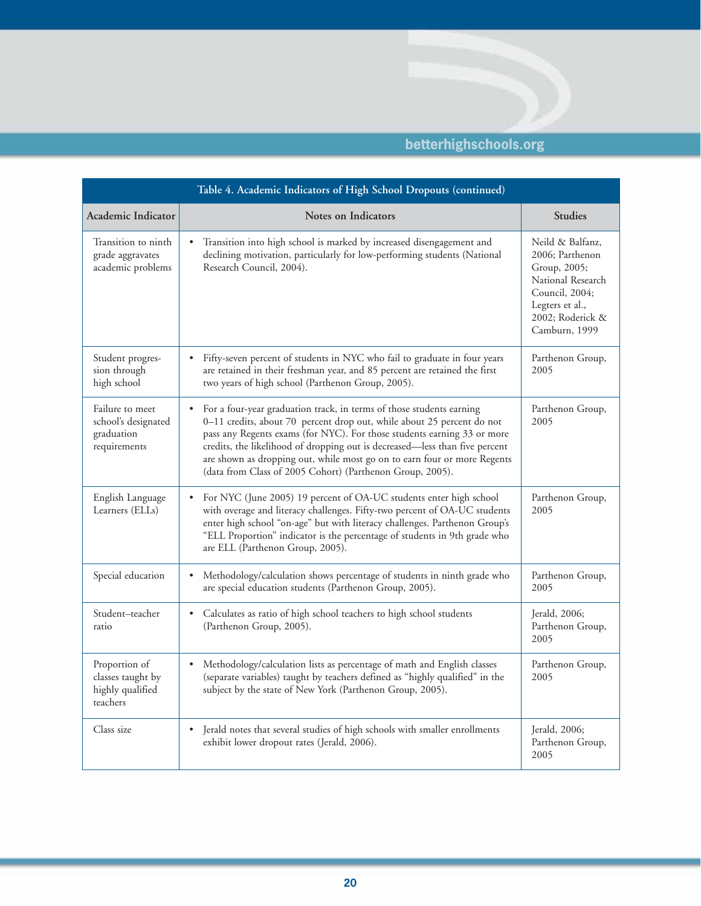| Table 4. Academic Indicators of High School Dropouts (continued) | | |
|---|---|---|
| **Academic Indicator** | **Notes on Indicators** | **Studies** |
| Transition to ninth grade aggravates academic problems | • Transition into high school is marked by increased disengagement and declining motivation, particularly for low-performing students (National Research Council, 2004). | Neild & Balfanz, 2006; Parthenon Group, 2005; National Research Council, 2004; Legters et al., 2002; Roderick & Camburn, 1999 |
| Student progression through high school | • Fifty-seven percent of students in NYC who fail to graduate in four years are retained in their freshman year, and 85 percent are retained the first two years of high school (Parthenon Group, 2005). | Parthenon Group, 2005 |
| Failure to meet school's designated graduation requirements | • For a four-year graduation track, in terms of those students earning 0–11 credits, about 70 percent drop out, while about 25 percent do not pass any Regents exams (for NYC). For those students earning 33 or more credits, the likelihood of dropping out is decreased—less than five percent are shown as dropping out, while most go on to earn four or more Regents (data from Class of 2005 Cohort) (Parthenon Group, 2005). | Parthenon Group, 2005 |
| English Language Learners (ELLs) | • For NYC (June 2005) 19 percent of OA-UC students enter high school with overage and literacy challenges. Fifty-two percent of OA-UC students enter high school "on-age" but with literacy challenges. Parthenon Group's "ELL Proportion" indicator is the percentage of students in 9th grade who are ELL (Parthenon Group, 2005). | Parthenon Group, 2005 |
| Special education | • Methodology/calculation shows percentage of students in ninth grade who are special education students (Parthenon Group, 2005). | Parthenon Group, 2005 |
| Student–teacher ratio | • Calculates as ratio of high school teachers to high school students (Parthenon Group, 2005). | Jerald, 2006; Parthenon Group, 2005 |
| Proportion of classes taught by highly qualified teachers | • Methodology/calculation lists as percentage of math and English classes (separate variables) taught by teachers defined as "highly qualified" in the subject by the state of New York (Parthenon Group, 2005). | Parthenon Group, 2005 |
| Class size | • Jerald notes that several studies of high schools with smaller enrollments exhibit lower dropout rates (Jerald, 2006). | Jerald, 2006; Parthenon Group, 2005 |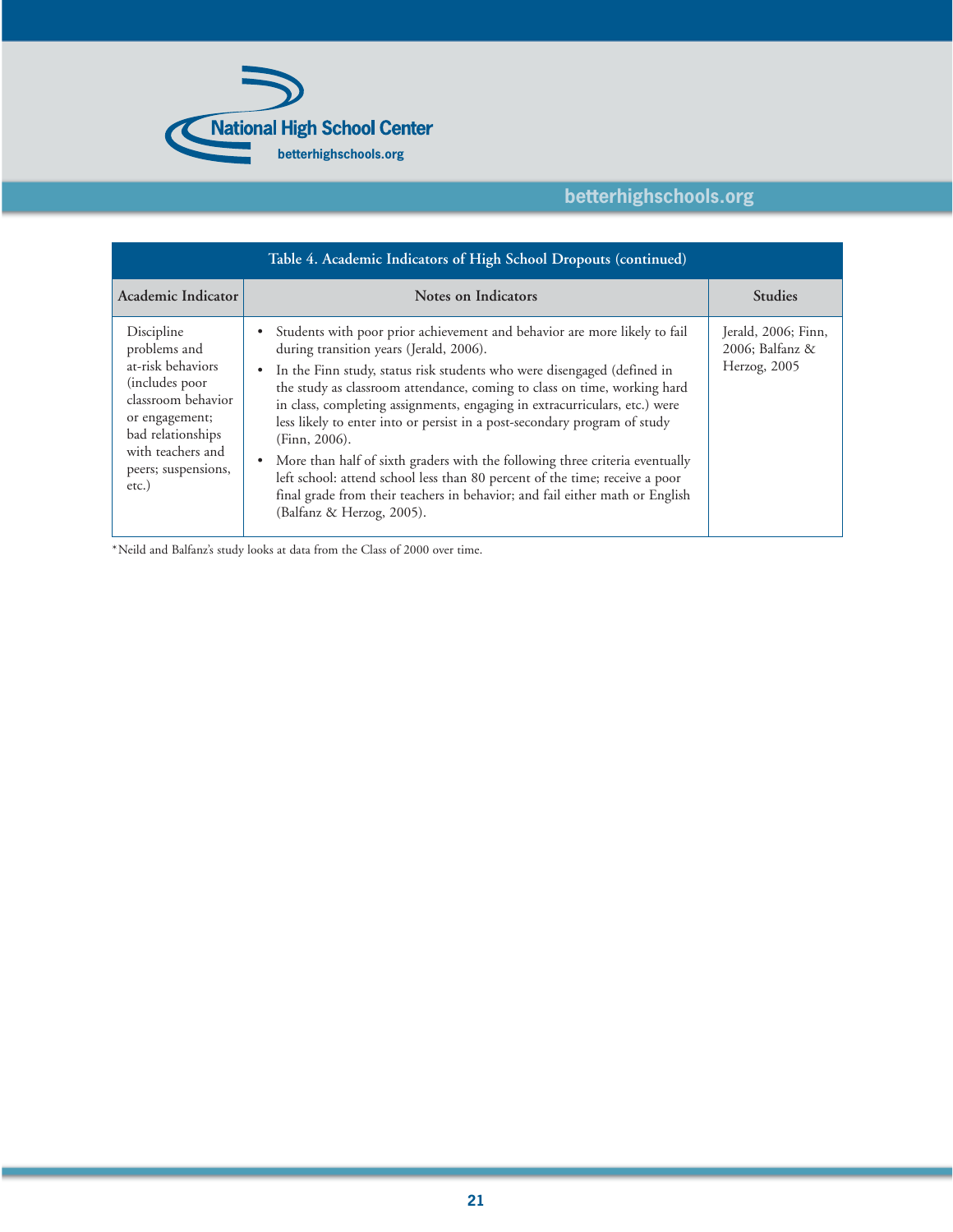| Table 4. Academic Indicators of High School Dropouts (continued) | | |
|---|---|---|
| **Academic Indicator** | **Notes on Indicators** | **Studies** |
| Discipline problems and at-risk behaviors (includes poor classroom behavior or engagement; bad relationships with teachers and peers; suspensions, etc.) | • Students with poor prior achievement and behavior are more likely to fail during transition years (Jerald, 2006).<br>• In the Finn study, status risk students who were disengaged (defined in the study as classroom attendance, coming to class on time, working hard in class, completing assignments, engaging in extracurriculars, etc.) were less likely to enter into or persist in a post-secondary program of study (Finn, 2006).<br>• More than half of sixth graders with the following three criteria eventually left school: attend school less than 80 percent of the time; receive a poor final grade from their teachers in behavior; and fail either math or English (Balfanz & Herzog, 2005). | Jerald, 2006; Finn, 2006; Balfanz & Herzog, 2005 |

*Neild and Balfanz's study looks at data from the Class of 2000 over time.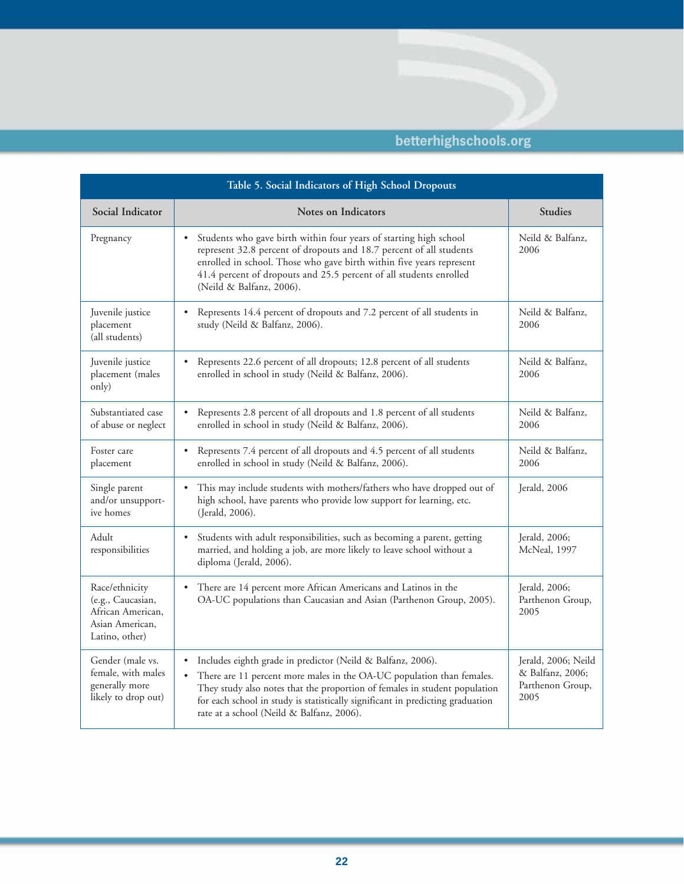**Table 5. Social Indicators of High School Dropouts**

| Social Indicator | Notes on Indicators | Studies |
|---|---|---|
| Pregnancy | • Students who gave birth within four years of starting high school represent 32.8 percent of dropouts and 18.7 percent of all students enrolled in school. Those who gave birth within five years represent 41.4 percent of dropouts and 25.5 percent of all students enrolled (Neild & Balfanz, 2006). | Neild & Balfanz, 2006 |
| Juvenile justice placement (all students) | • Represents 14.4 percent of dropouts and 7.2 percent of all students in study (Neild & Balfanz, 2006). | Neild & Balfanz, 2006 |
| Juvenile justice placement (males only) | • Represents 22.6 percent of all dropouts; 12.8 percent of all students enrolled in school in study (Neild & Balfanz, 2006). | Neild & Balfanz, 2006 |
| Substantiated case of abuse or neglect | • Represents 2.8 percent of all dropouts and 1.8 percent of all students enrolled in school in study (Neild & Balfanz, 2006). | Neild & Balfanz, 2006 |
| Foster care placement | • Represents 7.4 percent of all dropouts and 4.5 percent of all students enrolled in school in study (Neild & Balfanz, 2006). | Neild & Balfanz, 2006 |
| Single parent and/or unsupportive homes | • This may include students with mothers/fathers who have dropped out of high school, have parents who provide low support for learning, etc. (Jerald, 2006). | Jerald, 2006 |
| Adult responsibilities | • Students with adult responsibilities, such as becoming a parent, getting married, and holding a job, are more likely to leave school without a diploma (Jerald, 2006). | Jerald, 2006; McNeal, 1997 |
| Race/ethnicity (e.g., Caucasian, African American, Asian American, Latino, other) | • There are 14 percent more African Americans and Latinos in the OA-UC populations than Caucasian and Asian (Parthenon Group, 2005). | Jerald, 2006; Parthenon Group, 2005 |
| Gender (male vs. female, with males generally more likely to drop out) | • Includes eighth grade in predictor (Neild & Balfanz, 2006).<br>• There are 11 percent more males in the OA-UC population than females. They study also notes that the proportion of females in student population for each school in study is statistically significant in predicting graduation rate at a school (Neild & Balfanz, 2006). | Jerald, 2006; Neild & Balfanz, 2006; Parthenon Group, 2005 |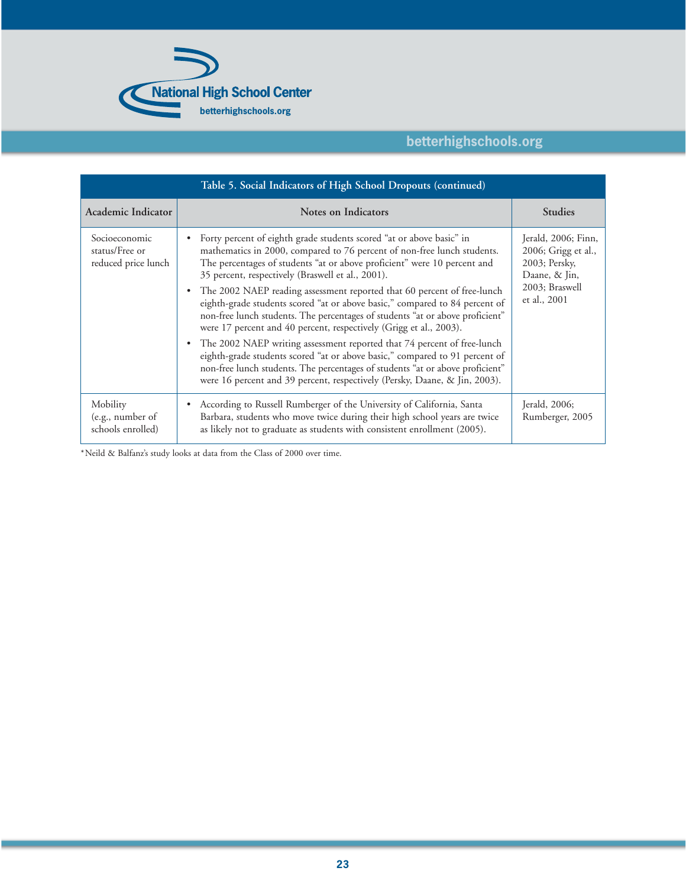**Table 5. Social Indicators of High School Dropouts (continued)**

| Academic Indicator | Notes on Indicators | Studies |
|---|---|---|
| Socioeconomic status/Free or reduced price lunch | • Forty percent of eighth grade students scored "at or above basic" in mathematics in 2000, compared to 76 percent of non-free lunch students. The percentages of students "at or above proficient" were 10 percent and 35 percent, respectively (Braswell et al., 2001).<br>• The 2002 NAEP reading assessment reported that 60 percent of free-lunch eighth-grade students scored "at or above basic," compared to 84 percent of non-free lunch students. The percentages of students "at or above proficient" were 17 percent and 40 percent, respectively (Grigg et al., 2003).<br>• The 2002 NAEP writing assessment reported that 74 percent of free-lunch eighth-grade students scored "at or above basic," compared to 91 percent of non-free lunch students. The percentages of students "at or above proficient" were 16 percent and 39 percent, respectively (Persky, Daane, & Jin, 2003). | Jerald, 2006; Finn, 2006; Grigg et al., 2003; Persky, Daane, & Jin, 2003; Braswell et al., 2001 |
| Mobility (e.g., number of schools enrolled) | • According to Russell Rumberger of the University of California, Santa Barbara, students who move twice during their high school years are twice as likely not to graduate as students with consistent enrollment (2005). | Jerald, 2006; Rumberger, 2005 |

*Neild & Balfanz's study looks at data from the Class of 2000 over time.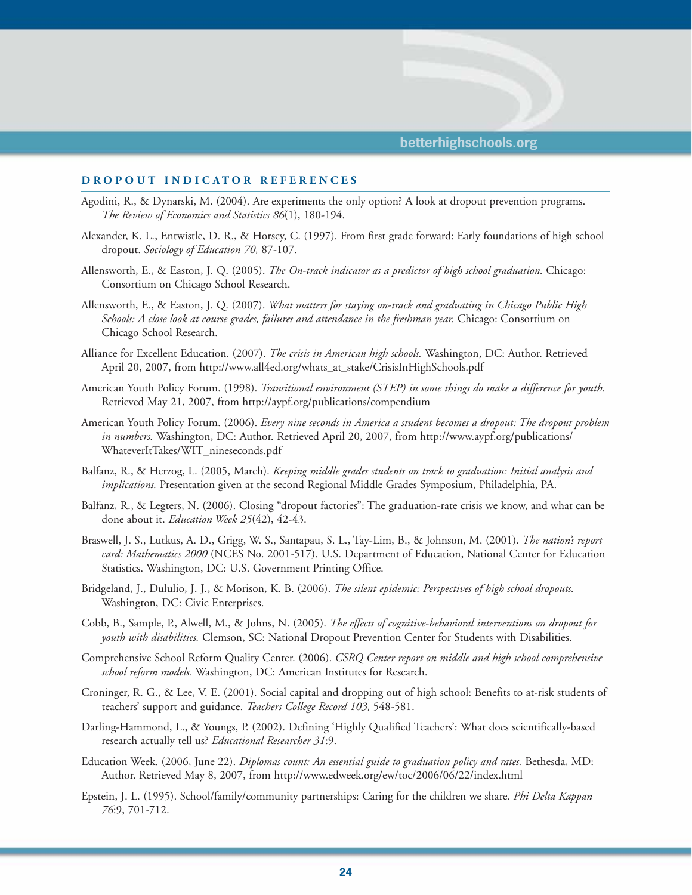## DROPOUT INDICATOR REFERENCES

Agodini, R., & Dynarski, M. (2004). Are experiments the only option? A look at dropout prevention programs. *The Review of Economics and Statistics 86*(1), 180-194.

Alexander, K. L., Entwistle, D. R., & Horsey, C. (1997). From first grade forward: Early foundations of high school dropout. *Sociology of Education 70,* 87-107.

Allensworth, E., & Easton, J. Q. (2005). *The On-track indicator as a predictor of high school graduation.* Chicago: Consortium on Chicago School Research.

Allensworth, E., & Easton, J. Q. (2007). *What matters for staying on-track and graduating in Chicago Public High Schools: A close look at course grades, failures and attendance in the freshman year.* Chicago: Consortium on Chicago School Research.

Alliance for Excellent Education. (2007). *The crisis in American high schools.* Washington, DC: Author. Retrieved April 20, 2007, from http://www.all4ed.org/whats_at_stake/CrisisInHighSchools.pdf

American Youth Policy Forum. (1998). *Transitional environment (STEP) in some things do make a difference for youth.* Retrieved May 21, 2007, from http://aypf.org/publications/compendium

American Youth Policy Forum. (2006). *Every nine seconds in America a student becomes a dropout: The dropout problem in numbers.* Washington, DC: Author. Retrieved April 20, 2007, from http://www.aypf.org/publications/WhateverItTakes/WIT_nineseconds.pdf

Balfanz, R., & Herzog, L. (2005, March). *Keeping middle grades students on track to graduation: Initial analysis and implications.* Presentation given at the second Regional Middle Grades Symposium, Philadelphia, PA.

Balfanz, R., & Legters, N. (2006). Closing "dropout factories": The graduation-rate crisis we know, and what can be done about it. *Education Week 25*(42), 42-43.

Braswell, J. S., Lutkus, A. D., Grigg, W. S., Santapau, S. L., Tay-Lim, B., & Johnson, M. (2001). *The nation's report card: Mathematics 2000* (NCES No. 2001-517). U.S. Department of Education, National Center for Education Statistics. Washington, DC: U.S. Government Printing Office.

Bridgeland, J., Dululio, J. J., & Morison, K. B. (2006). *The silent epidemic: Perspectives of high school dropouts.* Washington, DC: Civic Enterprises.

Cobb, B., Sample, P., Alwell, M., & Johns, N. (2005). *The effects of cognitive-behavioral interventions on dropout for youth with disabilities.* Clemson, SC: National Dropout Prevention Center for Students with Disabilities.

Comprehensive School Reform Quality Center. (2006). *CSRQ Center report on middle and high school comprehensive school reform models.* Washington, DC: American Institutes for Research.

Croninger, R. G., & Lee, V. E. (2001). Social capital and dropping out of high school: Benefits to at-risk students of teachers' support and guidance. *Teachers College Record 103,* 548-581.

Darling-Hammond, L., & Youngs, P. (2002). Defining 'Highly Qualified Teachers': What does scientifically-based research actually tell us? *Educational Researcher 31*:9.

Education Week. (2006, June 22). *Diplomas count: An essential guide to graduation policy and rates.* Bethesda, MD: Author. Retrieved May 8, 2007, from http://www.edweek.org/ew/toc/2006/06/22/index.html

Epstein, J. L. (1995). School/family/community partnerships: Caring for the children we share. *Phi Delta Kappan 76*:9, 701-712.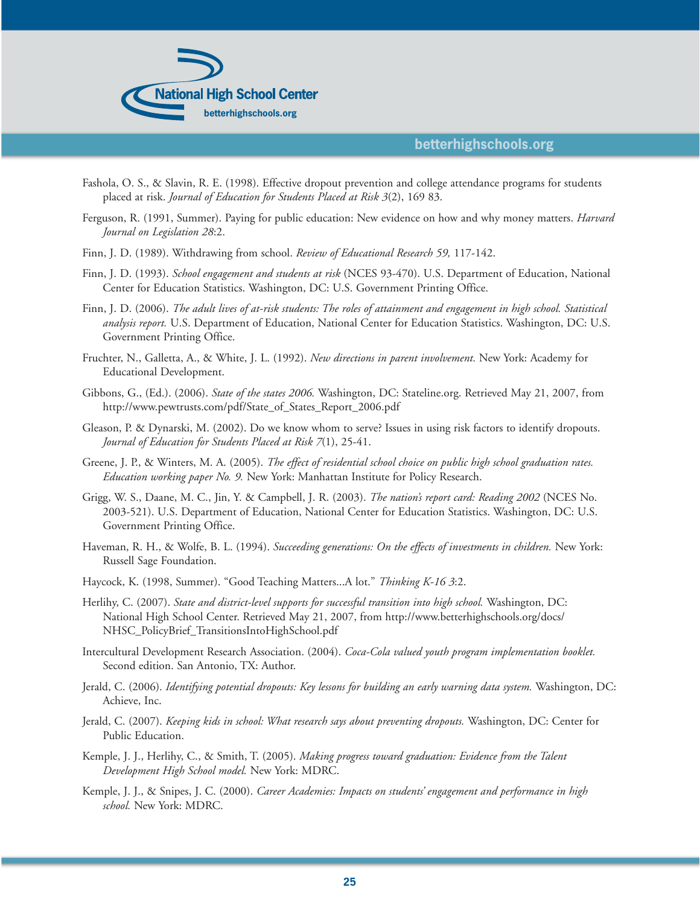Fashola, O. S., & Slavin, R. E. (1998). Effective dropout prevention and college attendance programs for students placed at risk. *Journal of Education for Students Placed at Risk 3*(2), 169 83.

Ferguson, R. (1991, Summer). Paying for public education: New evidence on how and why money matters. *Harvard Journal on Legislation 28*:2.

Finn, J. D. (1989). Withdrawing from school. *Review of Educational Research 59,* 117-142.

Finn, J. D. (1993). *School engagement and students at risk* (NCES 93-470). U.S. Department of Education, National Center for Education Statistics. Washington, DC: U.S. Government Printing Office.

Finn, J. D. (2006). *The adult lives of at-risk students: The roles of attainment and engagement in high school. Statistical analysis report.* U.S. Department of Education, National Center for Education Statistics. Washington, DC: U.S. Government Printing Office.

Fruchter, N., Galletta, A., & White, J. L. (1992). *New directions in parent involvement.* New York: Academy for Educational Development.

Gibbons, G., (Ed.). (2006). *State of the states 2006.* Washington, DC: Stateline.org. Retrieved May 21, 2007, from http://www.pewtrusts.com/pdf/State_of_States_Report_2006.pdf

Gleason, P. & Dynarski, M. (2002). Do we know whom to serve? Issues in using risk factors to identify dropouts. *Journal of Education for Students Placed at Risk 7*(1), 25-41.

Greene, J. P., & Winters, M. A. (2005). *The effect of residential school choice on public high school graduation rates. Education working paper No. 9.* New York: Manhattan Institute for Policy Research.

Grigg, W. S., Daane, M. C., Jin, Y. & Campbell, J. R. (2003). *The nation's report card: Reading 2002* (NCES No. 2003-521). U.S. Department of Education, National Center for Education Statistics. Washington, DC: U.S. Government Printing Office.

Haveman, R. H., & Wolfe, B. L. (1994). *Succeeding generations: On the effects of investments in children.* New York: Russell Sage Foundation.

Haycock, K. (1998, Summer). "Good Teaching Matters...A lot." *Thinking K-16 3*:2.

Herlihy, C. (2007). *State and district-level supports for successful transition into high school.* Washington, DC: National High School Center. Retrieved May 21, 2007, from http://www.betterhighschools.org/docs/NHSC_PolicyBrief_TransitionsIntoHighSchool.pdf

Intercultural Development Research Association. (2004). *Coca-Cola valued youth program implementation booklet.* Second edition. San Antonio, TX: Author.

Jerald, C. (2006). *Identifying potential dropouts: Key lessons for building an early warning data system.* Washington, DC: Achieve, Inc.

Jerald, C. (2007). *Keeping kids in school: What research says about preventing dropouts.* Washington, DC: Center for Public Education.

Kemple, J. J., Herlihy, C., & Smith, T. (2005). *Making progress toward graduation: Evidence from the Talent Development High School model.* New York: MDRC.

Kemple, J. J., & Snipes, J. C. (2000). *Career Academies: Impacts on students' engagement and performance in high school.* New York: MDRC.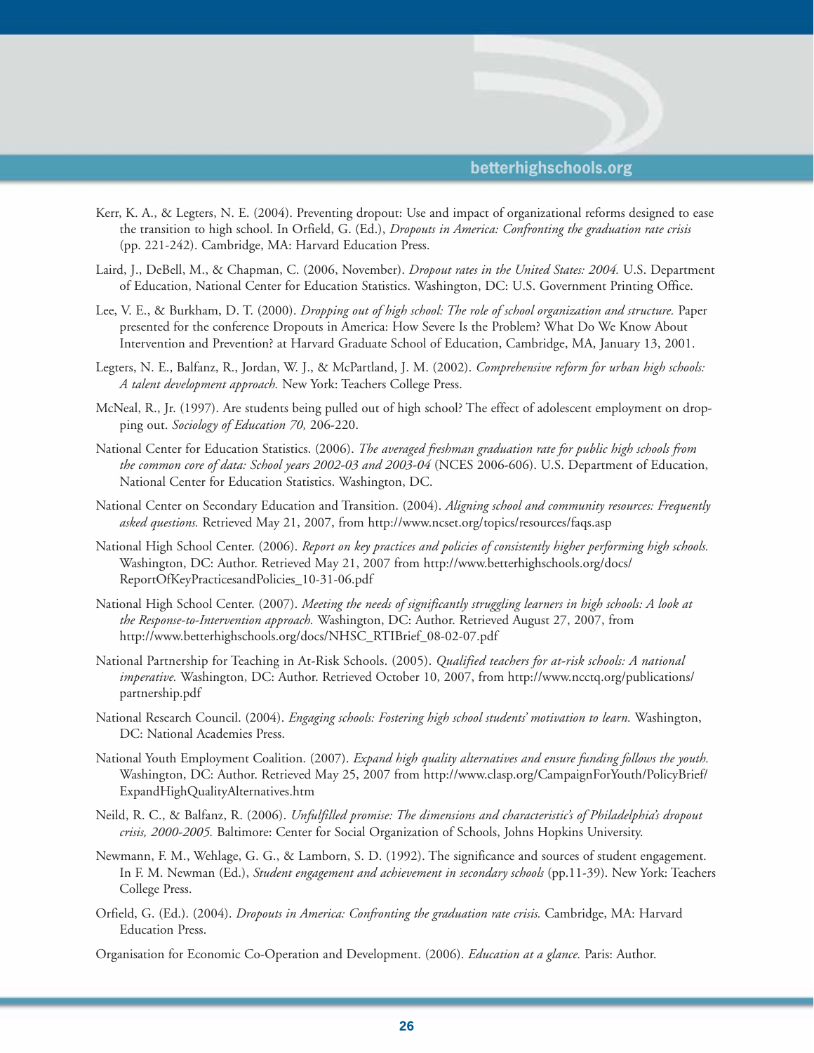Kerr, K. A., & Legters, N. E. (2004). Preventing dropout: Use and impact of organizational reforms designed to ease the transition to high school. In Orfield, G. (Ed.), *Dropouts in America: Confronting the graduation rate crisis* (pp. 221-242). Cambridge, MA: Harvard Education Press.

Laird, J., DeBell, M., & Chapman, C. (2006, November). *Dropout rates in the United States: 2004.* U.S. Department of Education, National Center for Education Statistics. Washington, DC: U.S. Government Printing Office.

Lee, V. E., & Burkham, D. T. (2000). *Dropping out of high school: The role of school organization and structure.* Paper presented for the conference Dropouts in America: How Severe Is the Problem? What Do We Know About Intervention and Prevention? at Harvard Graduate School of Education, Cambridge, MA, January 13, 2001.

Legters, N. E., Balfanz, R., Jordan, W. J., & McPartland, J. M. (2002). *Comprehensive reform for urban high schools: A talent development approach.* New York: Teachers College Press.

McNeal, R., Jr. (1997). Are students being pulled out of high school? The effect of adolescent employment on dropping out. *Sociology of Education 70,* 206-220.

National Center for Education Statistics. (2006). *The averaged freshman graduation rate for public high schools from the common core of data: School years 2002-03 and 2003-04* (NCES 2006-606). U.S. Department of Education, National Center for Education Statistics. Washington, DC.

National Center on Secondary Education and Transition. (2004). *Aligning school and community resources: Frequently asked questions.* Retrieved May 21, 2007, from http://www.ncset.org/topics/resources/faqs.asp

National High School Center. (2006). *Report on key practices and policies of consistently higher performing high schools.* Washington, DC: Author. Retrieved May 21, 2007 from http://www.betterhighschools.org/docs/ReportOfKeyPracticesandPolicies_10-31-06.pdf

National High School Center. (2007). *Meeting the needs of significantly struggling learners in high schools: A look at the Response-to-Intervention approach.* Washington, DC: Author. Retrieved August 27, 2007, from http://www.betterhighschools.org/docs/NHSC_RTIBrief_08-02-07.pdf

National Partnership for Teaching in At-Risk Schools. (2005). *Qualified teachers for at-risk schools: A national imperative.* Washington, DC: Author. Retrieved October 10, 2007, from http://www.ncctq.org/publications/partnership.pdf

National Research Council. (2004). *Engaging schools: Fostering high school students' motivation to learn.* Washington, DC: National Academies Press.

National Youth Employment Coalition. (2007). *Expand high quality alternatives and ensure funding follows the youth.* Washington, DC: Author. Retrieved May 25, 2007 from http://www.clasp.org/CampaignForYouth/PolicyBrief/ExpandHighQualityAlternatives.htm

Neild, R. C., & Balfanz, R. (2006). *Unfulfilled promise: The dimensions and characteristic's of Philadelphia's dropout crisis, 2000-2005.* Baltimore: Center for Social Organization of Schools, Johns Hopkins University.

Newmann, F. M., Wehlage, G. G., & Lamborn, S. D. (1992). The significance and sources of student engagement. In F. M. Newman (Ed.), *Student engagement and achievement in secondary schools* (pp.11-39). New York: Teachers College Press.

Orfield, G. (Ed.). (2004). *Dropouts in America: Confronting the graduation rate crisis.* Cambridge, MA: Harvard Education Press.

Organisation for Economic Co-Operation and Development. (2006). *Education at a glance.* Paris: Author.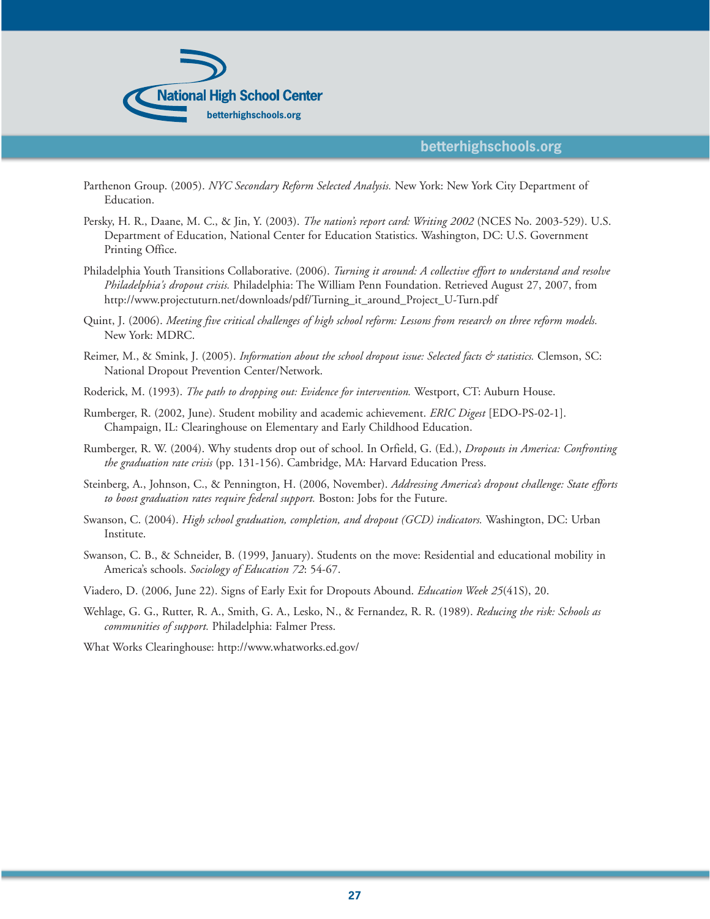Parthenon Group. (2005). *NYC Secondary Reform Selected Analysis.* New York: New York City Department of Education.

Persky, H. R., Daane, M. C., & Jin, Y. (2003). *The nation's report card: Writing 2002* (NCES No. 2003-529). U.S. Department of Education, National Center for Education Statistics. Washington, DC: U.S. Government Printing Office.

Philadelphia Youth Transitions Collaborative. (2006). *Turning it around: A collective effort to understand and resolve Philadelphia's dropout crisis.* Philadelphia: The William Penn Foundation. Retrieved August 27, 2007, from http://www.projectuturn.net/downloads/pdf/Turning_it_around_Project_U-Turn.pdf

Quint, J. (2006). *Meeting five critical challenges of high school reform: Lessons from research on three reform models.* New York: MDRC.

Reimer, M., & Smink, J. (2005). *Information about the school dropout issue: Selected facts & statistics.* Clemson, SC: National Dropout Prevention Center/Network.

Roderick, M. (1993). *The path to dropping out: Evidence for intervention.* Westport, CT: Auburn House.

Rumberger, R. (2002, June). Student mobility and academic achievement. *ERIC Digest* [EDO-PS-02-1]. Champaign, IL: Clearinghouse on Elementary and Early Childhood Education.

Rumberger, R. W. (2004). Why students drop out of school. In Orfield, G. (Ed.), *Dropouts in America: Confronting the graduation rate crisis* (pp. 131-156). Cambridge, MA: Harvard Education Press.

Steinberg, A., Johnson, C., & Pennington, H. (2006, November). *Addressing America's dropout challenge: State efforts to boost graduation rates require federal support.* Boston: Jobs for the Future.

Swanson, C. (2004). *High school graduation, completion, and dropout (GCD) indicators.* Washington, DC: Urban Institute.

Swanson, C. B., & Schneider, B. (1999, January). Students on the move: Residential and educational mobility in America's schools. *Sociology of Education 72*: 54-67.

Viadero, D. (2006, June 22). Signs of Early Exit for Dropouts Abound. *Education Week 25*(41S), 20.

Wehlage, G. G., Rutter, R. A., Smith, G. A., Lesko, N., & Fernandez, R. R. (1989). *Reducing the risk: Schools as communities of support.* Philadelphia: Falmer Press.

What Works Clearinghouse: http://www.whatworks.ed.gov/